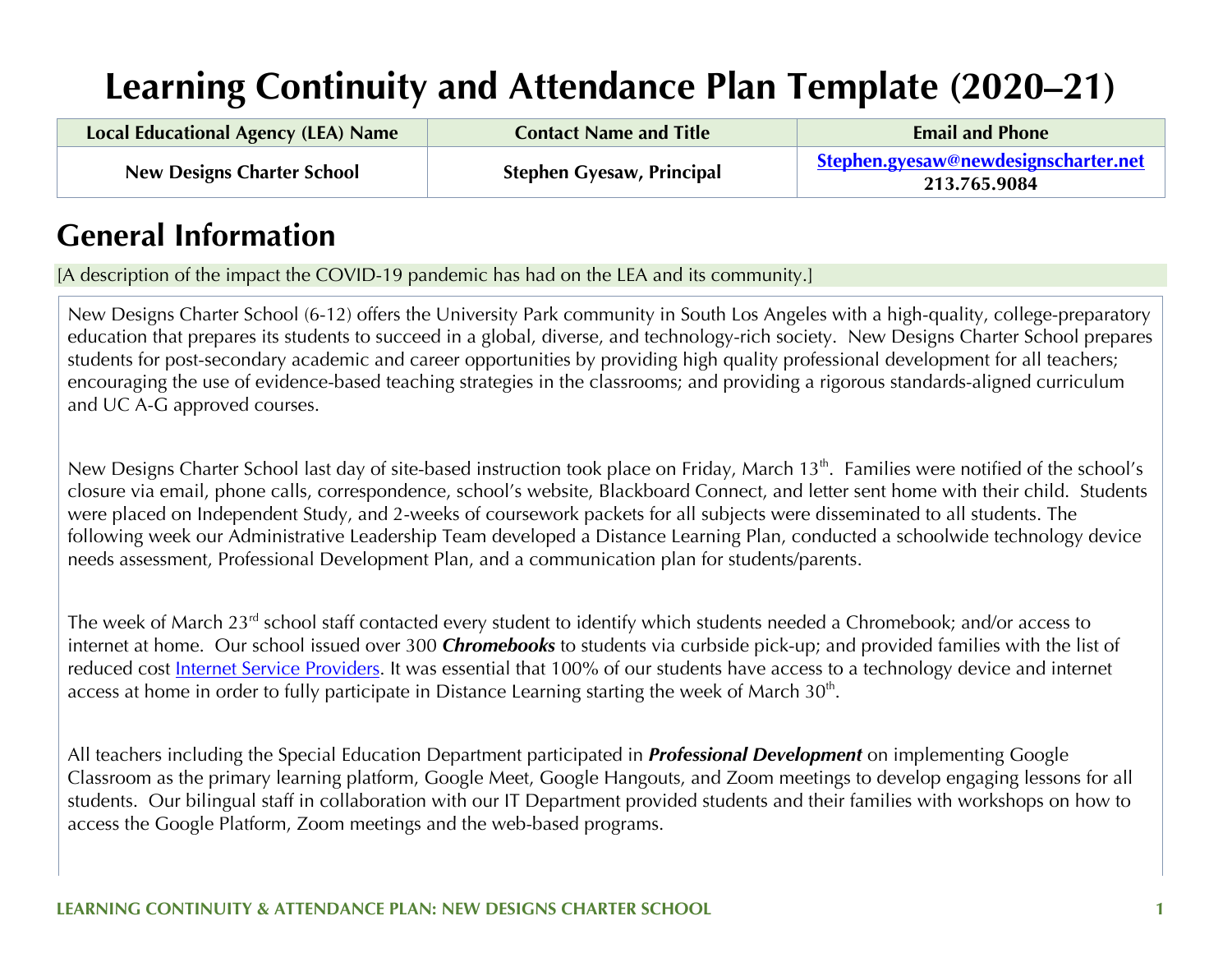# Learning Continuity and Attendance Plan Template (2020–21)

| Local Educational Agency (LEA) Name | Contact Name and Title | Email and Phone |
| --- | --- | --- |
| New Designs Charter School | Stephen Gyesaw, Principal | Stephen.gyesaw@newdesignscharter.net 213.765.9084 |

## General Information

[A description of the impact the COVID-19 pandemic has had on the LEA and its community.]

New Designs Charter School (6-12) offers the University Park community in South Los Angeles with a high-quality, college-preparatory education that prepares its students to succeed in a global, diverse, and technology-rich society. New Designs Charter School prepares students for post-secondary academic and career opportunities by providing high quality professional development for all teachers; encouraging the use of evidence-based teaching strategies in the classrooms; and providing a rigorous standards-aligned curriculum and UC A-G approved courses.

New Designs Charter School last day of site-based instruction took place on Friday, March 13th. Families were notified of the school's closure via email, phone calls, correspondence, school's website, Blackboard Connect, and letter sent home with their child. Students were placed on Independent Study, and 2-weeks of coursework packets for all subjects were disseminated to all students. The following week our Administrative Leadership Team developed a Distance Learning Plan, conducted a schoolwide technology device needs assessment, Professional Development Plan, and a communication plan for students/parents.

The week of March 23rd school staff contacted every student to identify which students needed a Chromebook; and/or access to internet at home. Our school issued over 300 ***Chromebooks*** to students via curbside pick-up; and provided families with the list of reduced cost Internet Service Providers. It was essential that 100% of our students have access to a technology device and internet access at home in order to fully participate in Distance Learning starting the week of March 30th.

All teachers including the Special Education Department participated in ***Professional Development*** on implementing Google Classroom as the primary learning platform, Google Meet, Google Hangouts, and Zoom meetings to develop engaging lessons for all students. Our bilingual staff in collaboration with our IT Department provided students and their families with workshops on how to access the Google Platform, Zoom meetings and the web-based programs.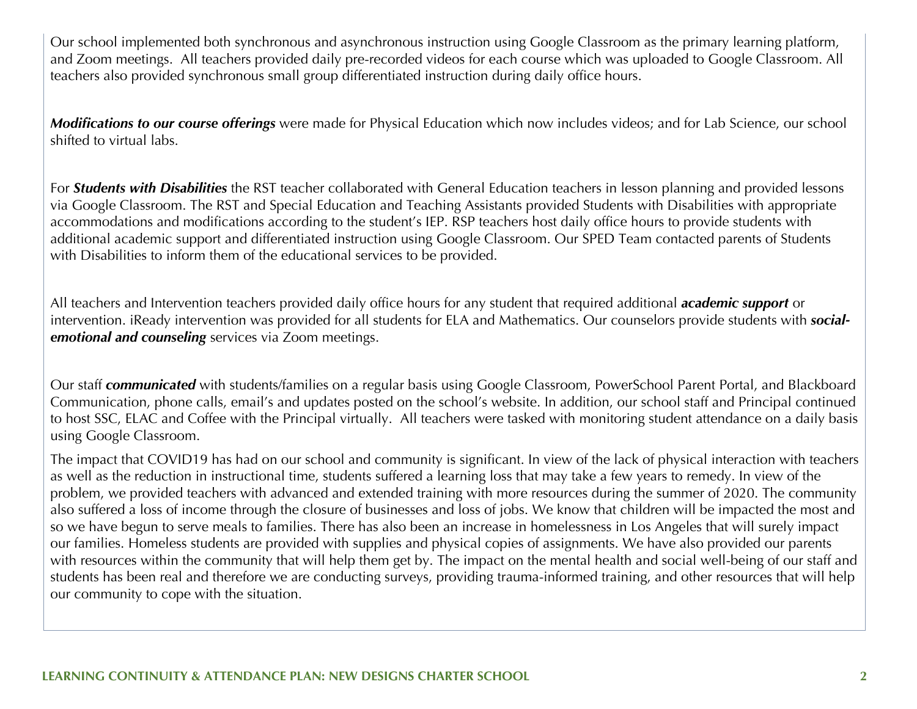Our school implemented both synchronous and asynchronous instruction using Google Classroom as the primary learning platform, and Zoom meetings. All teachers provided daily pre-recorded videos for each course which was uploaded to Google Classroom. All teachers also provided synchronous small group differentiated instruction during daily office hours.

***Modifications to our course offerings*** were made for Physical Education which now includes videos; and for Lab Science, our school shifted to virtual labs.

For ***Students with Disabilities*** the RST teacher collaborated with General Education teachers in lesson planning and provided lessons via Google Classroom. The RST and Special Education and Teaching Assistants provided Students with Disabilities with appropriate accommodations and modifications according to the student's IEP. RSP teachers host daily office hours to provide students with additional academic support and differentiated instruction using Google Classroom. Our SPED Team contacted parents of Students with Disabilities to inform them of the educational services to be provided.

All teachers and Intervention teachers provided daily office hours for any student that required additional ***academic support*** or intervention. iReady intervention was provided for all students for ELA and Mathematics. Our counselors provide students with ***social-emotional and counseling*** services via Zoom meetings.

Our staff ***communicated*** with students/families on a regular basis using Google Classroom, PowerSchool Parent Portal, and Blackboard Communication, phone calls, email's and updates posted on the school's website. In addition, our school staff and Principal continued to host SSC, ELAC and Coffee with the Principal virtually. All teachers were tasked with monitoring student attendance on a daily basis using Google Classroom.

The impact that COVID19 has had on our school and community is significant. In view of the lack of physical interaction with teachers as well as the reduction in instructional time, students suffered a learning loss that may take a few years to remedy. In view of the problem, we provided teachers with advanced and extended training with more resources during the summer of 2020. The community also suffered a loss of income through the closure of businesses and loss of jobs. We know that children will be impacted the most and so we have begun to serve meals to families. There has also been an increase in homelessness in Los Angeles that will surely impact our families. Homeless students are provided with supplies and physical copies of assignments. We have also provided our parents with resources within the community that will help them get by. The impact on the mental health and social well-being of our staff and students has been real and therefore we are conducting surveys, providing trauma-informed training, and other resources that will help our community to cope with the situation.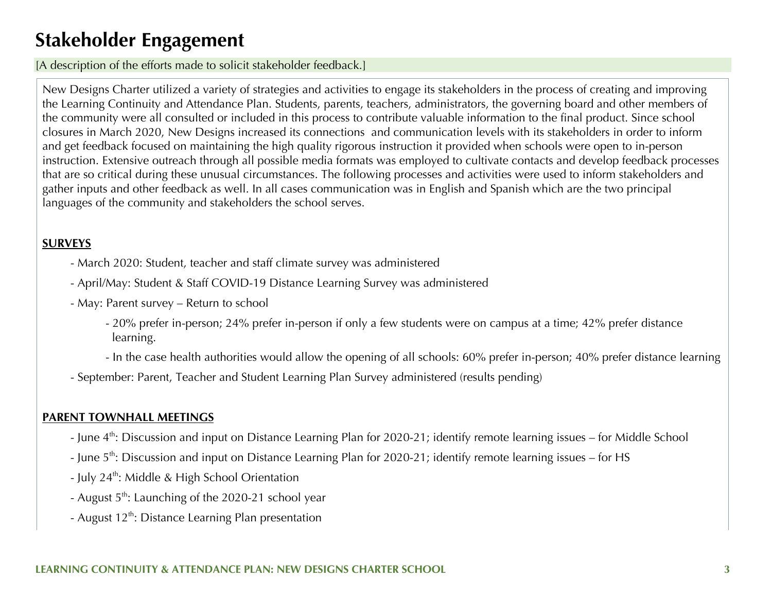# Stakeholder Engagement

[A description of the efforts made to solicit stakeholder feedback.]

New Designs Charter utilized a variety of strategies and activities to engage its stakeholders in the process of creating and improving the Learning Continuity and Attendance Plan. Students, parents, teachers, administrators, the governing board and other members of the community were all consulted or included in this process to contribute valuable information to the final product. Since school closures in March 2020, New Designs increased its connections and communication levels with its stakeholders in order to inform and get feedback focused on maintaining the high quality rigorous instruction it provided when schools were open to in-person instruction. Extensive outreach through all possible media formats was employed to cultivate contacts and develop feedback processes that are so critical during these unusual circumstances. The following processes and activities were used to inform stakeholders and gather inputs and other feedback as well. In all cases communication was in English and Spanish which are the two principal languages of the community and stakeholders the school serves.

**SURVEYS**

- March 2020: Student, teacher and staff climate survey was administered
- April/May: Student & Staff COVID-19 Distance Learning Survey was administered
- May: Parent survey – Return to school
    - 20% prefer in-person; 24% prefer in-person if only a few students were on campus at a time; 42% prefer distance learning.
    - In the case health authorities would allow the opening of all schools: 60% prefer in-person; 40% prefer distance learning
- September: Parent, Teacher and Student Learning Plan Survey administered (results pending)

**PARENT TOWNHALL MEETINGS**

- June 4th: Discussion and input on Distance Learning Plan for 2020-21; identify remote learning issues – for Middle School
- June 5th: Discussion and input on Distance Learning Plan for 2020-21; identify remote learning issues – for HS
- July 24th: Middle & High School Orientation
- August 5th: Launching of the 2020-21 school year
- August 12th: Distance Learning Plan presentation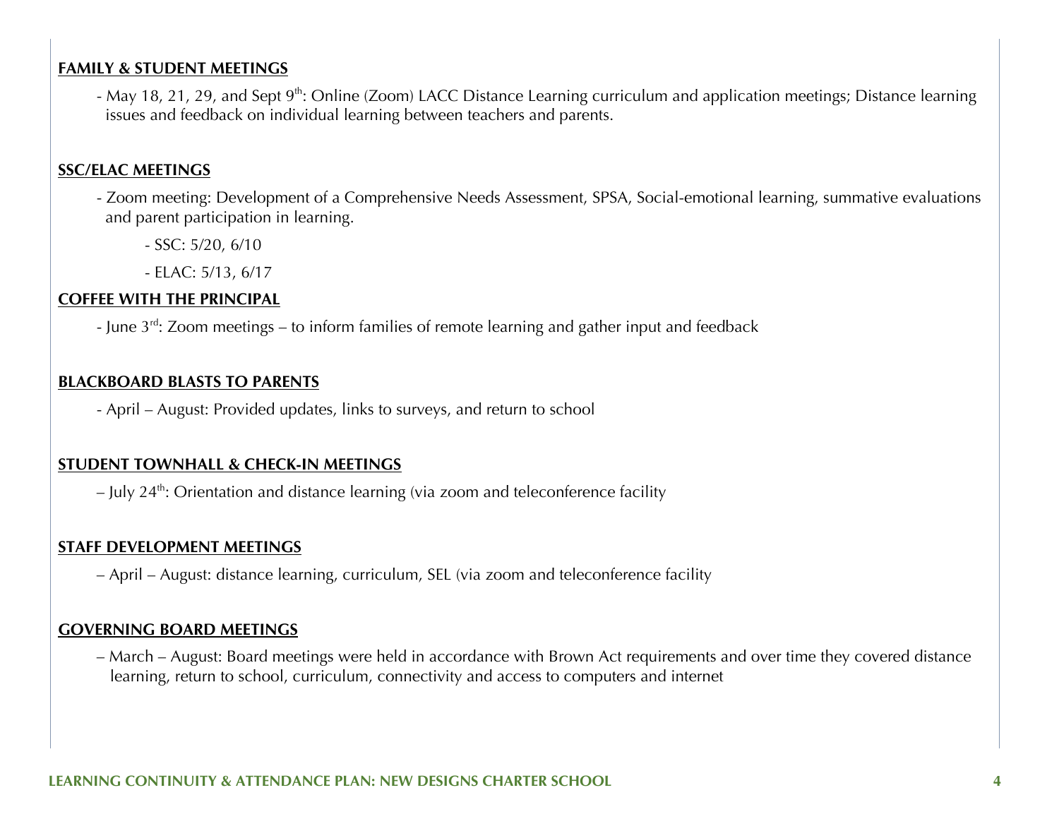**FAMILY & STUDENT MEETINGS**

- May 18, 21, 29, and Sept 9th: Online (Zoom) LACC Distance Learning curriculum and application meetings; Distance learning issues and feedback on individual learning between teachers and parents.

**SSC/ELAC MEETINGS**

- Zoom meeting: Development of a Comprehensive Needs Assessment, SPSA, Social-emotional learning, summative evaluations and parent participation in learning.
    - SSC: 5/20, 6/10
    - ELAC: 5/13, 6/17

**COFFEE WITH THE PRINCIPAL**

- June 3rd: Zoom meetings – to inform families of remote learning and gather input and feedback

**BLACKBOARD BLASTS TO PARENTS**

- April – August: Provided updates, links to surveys, and return to school

**STUDENT TOWNHALL & CHECK-IN MEETINGS**

– July 24th: Orientation and distance learning (via zoom and teleconference facility

**STAFF DEVELOPMENT MEETINGS**

– April – August: distance learning, curriculum, SEL (via zoom and teleconference facility

**GOVERNING BOARD MEETINGS**

– March – August: Board meetings were held in accordance with Brown Act requirements and over time they covered distance learning, return to school, curriculum, connectivity and access to computers and internet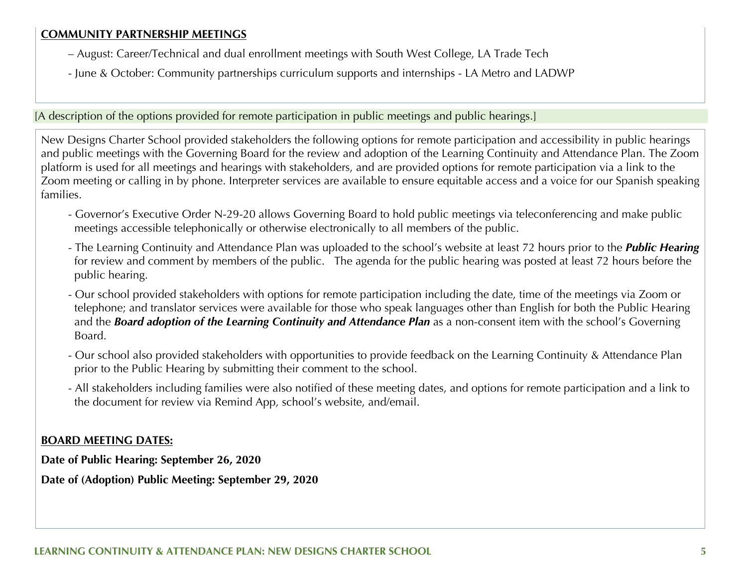**COMMUNITY PARTNERSHIP MEETINGS**

– August: Career/Technical and dual enrollment meetings with South West College, LA Trade Tech

- June & October: Community partnerships curriculum supports and internships - LA Metro and LADWP

[A description of the options provided for remote participation in public meetings and public hearings.]

New Designs Charter School provided stakeholders the following options for remote participation and accessibility in public hearings and public meetings with the Governing Board for the review and adoption of the Learning Continuity and Attendance Plan. The Zoom platform is used for all meetings and hearings with stakeholders, and are provided options for remote participation via a link to the Zoom meeting or calling in by phone. Interpreter services are available to ensure equitable access and a voice for our Spanish speaking families.

- Governor's Executive Order N-29-20 allows Governing Board to hold public meetings via teleconferencing and make public meetings accessible telephonically or otherwise electronically to all members of the public.
- The Learning Continuity and Attendance Plan was uploaded to the school's website at least 72 hours prior to the ***Public Hearing*** for review and comment by members of the public. The agenda for the public hearing was posted at least 72 hours before the public hearing.
- Our school provided stakeholders with options for remote participation including the date, time of the meetings via Zoom or telephone; and translator services were available for those who speak languages other than English for both the Public Hearing and the ***Board adoption of the Learning Continuity and Attendance Plan*** as a non-consent item with the school's Governing Board.
- Our school also provided stakeholders with opportunities to provide feedback on the Learning Continuity & Attendance Plan prior to the Public Hearing by submitting their comment to the school.
- All stakeholders including families were also notified of these meeting dates, and options for remote participation and a link to the document for review via Remind App, school's website, and/email.

**BOARD MEETING DATES:**

**Date of Public Hearing: September 26, 2020**

**Date of (Adoption) Public Meeting: September 29, 2020**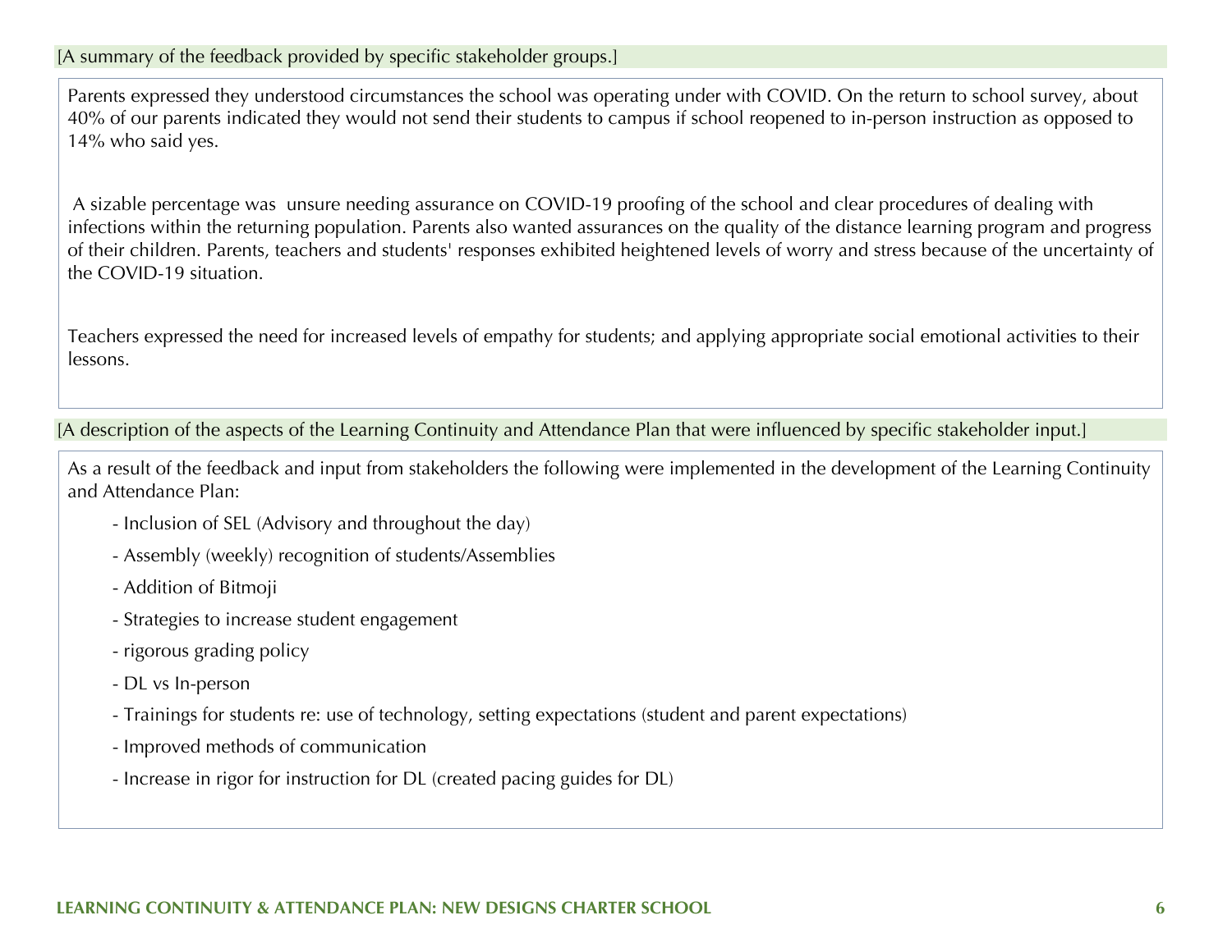[A summary of the feedback provided by specific stakeholder groups.]

Parents expressed they understood circumstances the school was operating under with COVID. On the return to school survey, about 40% of our parents indicated they would not send their students to campus if school reopened to in-person instruction as opposed to 14% who said yes.

A sizable percentage was unsure needing assurance on COVID-19 proofing of the school and clear procedures of dealing with infections within the returning population. Parents also wanted assurances on the quality of the distance learning program and progress of their children. Parents, teachers and students' responses exhibited heightened levels of worry and stress because of the uncertainty of the COVID-19 situation.

Teachers expressed the need for increased levels of empathy for students; and applying appropriate social emotional activities to their lessons.

[A description of the aspects of the Learning Continuity and Attendance Plan that were influenced by specific stakeholder input.]

As a result of the feedback and input from stakeholders the following were implemented in the development of the Learning Continuity and Attendance Plan:

- Inclusion of SEL (Advisory and throughout the day)
- Assembly (weekly) recognition of students/Assemblies
- Addition of Bitmoji
- Strategies to increase student engagement
- rigorous grading policy
- DL vs In-person
- Trainings for students re: use of technology, setting expectations (student and parent expectations)
- Improved methods of communication
- Increase in rigor for instruction for DL (created pacing guides for DL)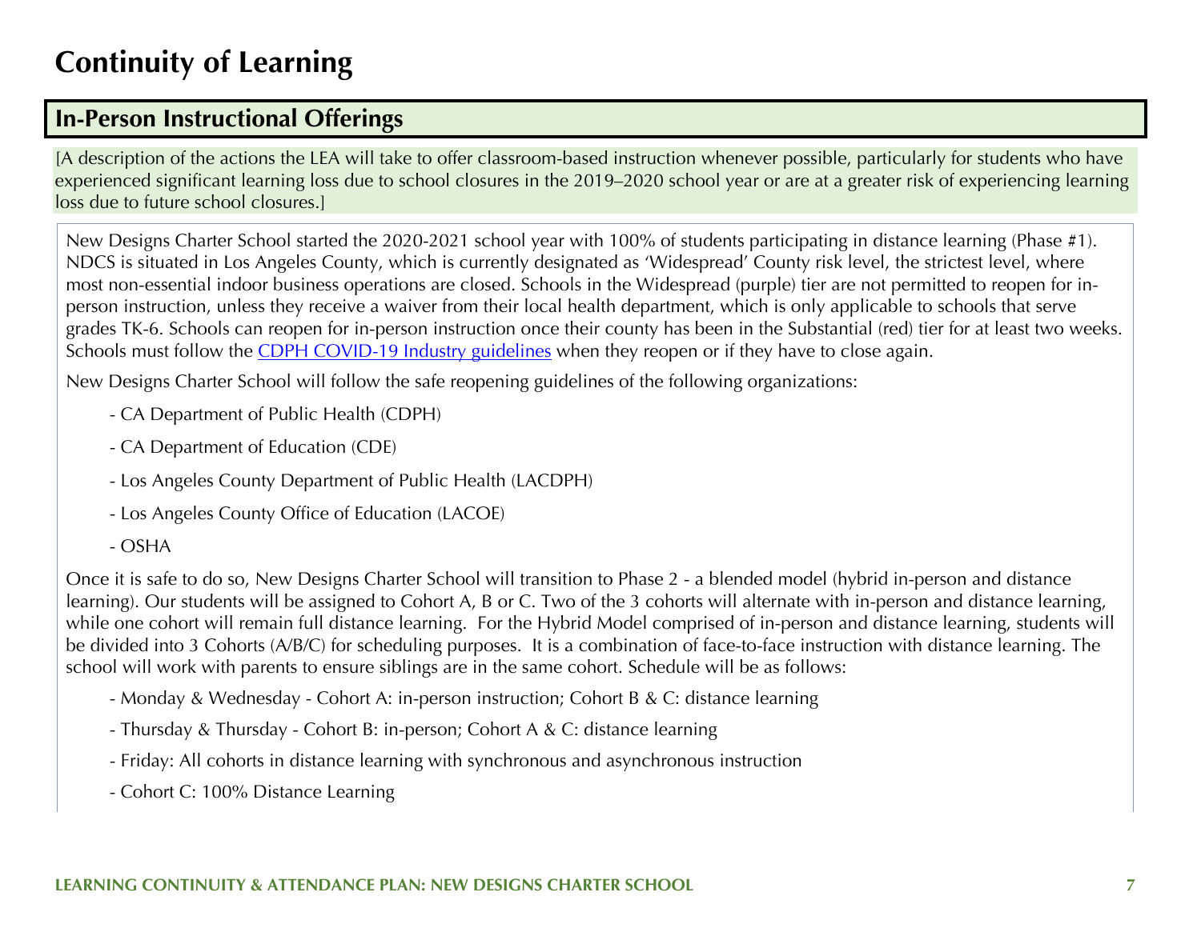# Continuity of Learning

## In-Person Instructional Offerings

[A description of the actions the LEA will take to offer classroom-based instruction whenever possible, particularly for students who have experienced significant learning loss due to school closures in the 2019–2020 school year or are at a greater risk of experiencing learning loss due to future school closures.]

New Designs Charter School started the 2020-2021 school year with 100% of students participating in distance learning (Phase #1). NDCS is situated in Los Angeles County, which is currently designated as 'Widespread' County risk level, the strictest level, where most non-essential indoor business operations are closed. Schools in the Widespread (purple) tier are not permitted to reopen for in-person instruction, unless they receive a waiver from their local health department, which is only applicable to schools that serve grades TK-6. Schools can reopen for in-person instruction once their county has been in the Substantial (red) tier for at least two weeks. Schools must follow the [CDPH COVID-19 Industry guidelines] when they reopen or if they have to close again.

New Designs Charter School will follow the safe reopening guidelines of the following organizations:

- CA Department of Public Health (CDPH)
- CA Department of Education (CDE)
- Los Angeles County Department of Public Health (LACDPH)
- Los Angeles County Office of Education (LACOE)
- OSHA

Once it is safe to do so, New Designs Charter School will transition to Phase 2 - a blended model (hybrid in-person and distance learning). Our students will be assigned to Cohort A, B or C. Two of the 3 cohorts will alternate with in-person and distance learning, while one cohort will remain full distance learning. For the Hybrid Model comprised of in-person and distance learning, students will be divided into 3 Cohorts (A/B/C) for scheduling purposes. It is a combination of face-to-face instruction with distance learning. The school will work with parents to ensure siblings are in the same cohort. Schedule will be as follows:

- Monday & Wednesday - Cohort A: in-person instruction; Cohort B & C: distance learning
- Thursday & Thursday - Cohort B: in-person; Cohort A & C: distance learning
- Friday: All cohorts in distance learning with synchronous and asynchronous instruction
- Cohort C: 100% Distance Learning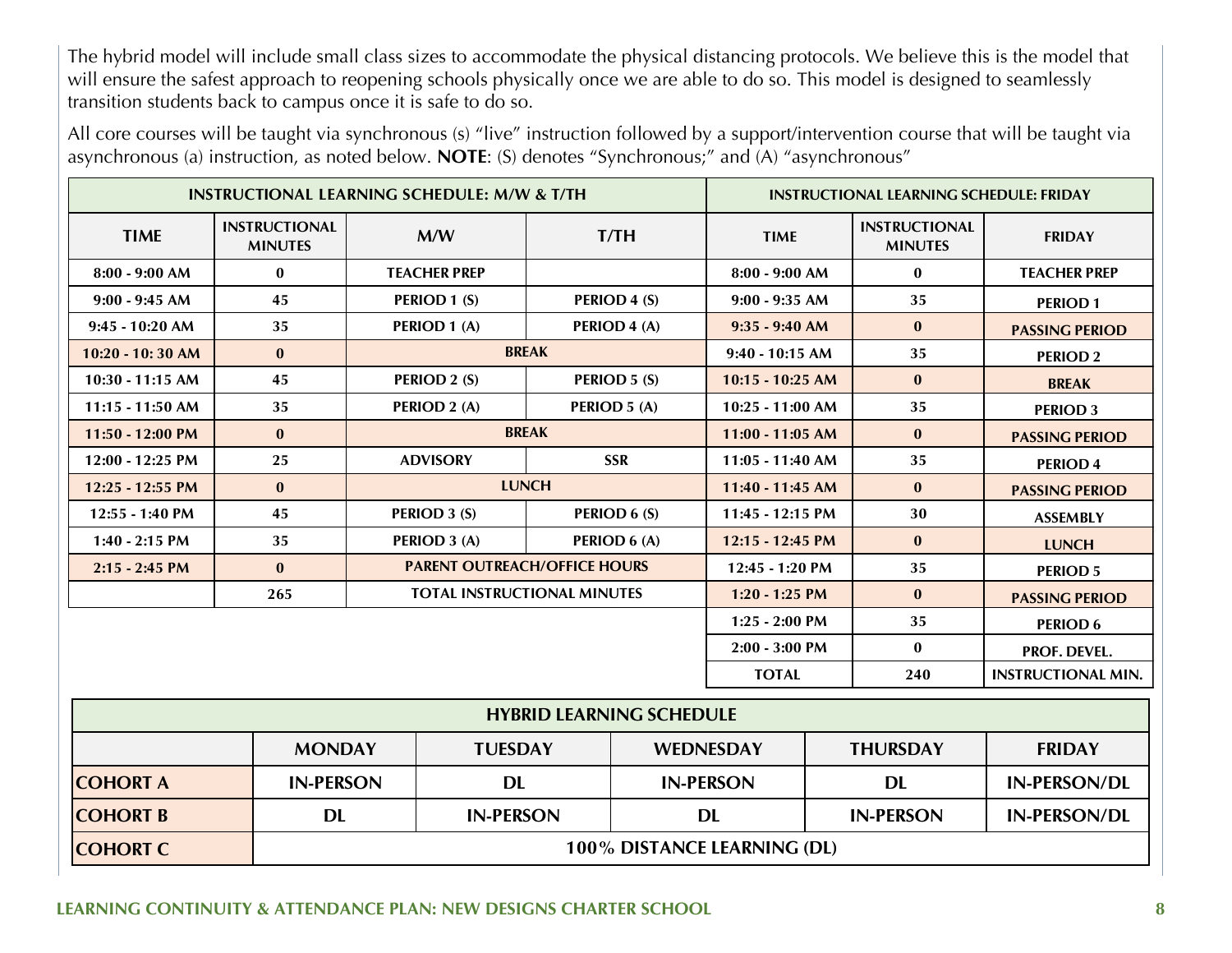The hybrid model will include small class sizes to accommodate the physical distancing protocols. We believe this is the model that will ensure the safest approach to reopening schools physically once we are able to do so. This model is designed to seamlessly transition students back to campus once it is safe to do so.

All core courses will be taught via synchronous (s) "live" instruction followed by a support/intervention course that will be taught via asynchronous (a) instruction, as noted below. **NOTE**: (S) denotes "Synchronous;" and (A) "asynchronous"

| INSTRUCTIONAL LEARNING SCHEDULE: M/W & T/TH | | | |
|---|---|---|---|
| **TIME** | **INSTRUCTIONAL MINUTES** | **M/W** | **T/TH** |
| 8:00 - 9:00 AM | 0 | TEACHER PREP | |
| 9:00 - 9:45 AM | 45 | PERIOD 1 (S) | PERIOD 4 (S) |
| 9:45 - 10:20 AM | 35 | PERIOD 1 (A) | PERIOD 4 (A) |
| 10:20 - 10: 30 AM | 0 | BREAK | |
| 10:30 - 11:15 AM | 45 | PERIOD 2 (S) | PERIOD 5 (S) |
| 11:15 - 11:50 AM | 35 | PERIOD 2 (A) | PERIOD 5 (A) |
| 11:50 - 12:00 PM | 0 | BREAK | |
| 12:00 - 12:25 PM | 25 | ADVISORY | SSR |
| 12:25 - 12:55 PM | 0 | LUNCH | |
| 12:55 - 1:40 PM | 45 | PERIOD 3 (S) | PERIOD 6 (S) |
| 1:40 - 2:15 PM | 35 | PERIOD 3 (A) | PERIOD 6 (A) |
| 2:15 - 2:45 PM | 0 | PARENT OUTREACH/OFFICE HOURS | |
| | 265 | TOTAL INSTRUCTIONAL MINUTES | |

| INSTRUCTIONAL LEARNING SCHEDULE: FRIDAY | | |
|---|---|---|
| **TIME** | **INSTRUCTIONAL MINUTES** | **FRIDAY** |
| 8:00 - 9:00 AM | 0 | TEACHER PREP |
| 9:00 - 9:35 AM | 35 | PERIOD 1 |
| 9:35 - 9:40 AM | 0 | PASSING PERIOD |
| 9:40 - 10:15 AM | 35 | PERIOD 2 |
| 10:15 - 10:25 AM | 0 | BREAK |
| 10:25 - 11:00 AM | 35 | PERIOD 3 |
| 11:00 - 11:05 AM | 0 | PASSING PERIOD |
| 11:05 - 11:40 AM | 35 | PERIOD 4 |
| 11:40 - 11:45 AM | 0 | PASSING PERIOD |
| 11:45 - 12:15 PM | 30 | ASSEMBLY |
| 12:15 - 12:45 PM | 0 | LUNCH |
| 12:45 - 1:20 PM | 35 | PERIOD 5 |
| 1:20 - 1:25 PM | 0 | PASSING PERIOD |
| 1:25 - 2:00 PM | 35 | PERIOD 6 |
| 2:00 - 3:00 PM | 0 | PROF. DEVEL. |
| TOTAL | 240 | INSTRUCTIONAL MIN. |

| HYBRID LEARNING SCHEDULE | | | | | |
|---|---|---|---|---|---|
| | **MONDAY** | **TUESDAY** | **WEDNESDAY** | **THURSDAY** | **FRIDAY** |
| **COHORT A** | IN-PERSON | DL | IN-PERSON | DL | IN-PERSON/DL |
| **COHORT B** | DL | IN-PERSON | DL | IN-PERSON | IN-PERSON/DL |
| **COHORT C** | 100% DISTANCE LEARNING (DL) | | | | |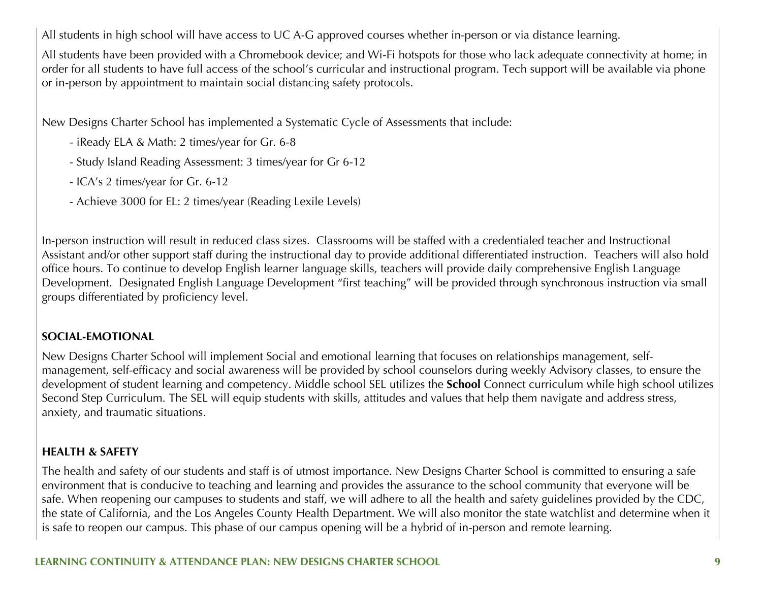All students in high school will have access to UC A-G approved courses whether in-person or via distance learning.

All students have been provided with a Chromebook device; and Wi-Fi hotspots for those who lack adequate connectivity at home; in order for all students to have full access of the school's curricular and instructional program. Tech support will be available via phone or in-person by appointment to maintain social distancing safety protocols.

New Designs Charter School has implemented a Systematic Cycle of Assessments that include:

- iReady ELA & Math: 2 times/year for Gr. 6-8
- Study Island Reading Assessment: 3 times/year for Gr 6-12
- ICA's 2 times/year for Gr. 6-12
- Achieve 3000 for EL: 2 times/year (Reading Lexile Levels)

In-person instruction will result in reduced class sizes. Classrooms will be staffed with a credentialed teacher and Instructional Assistant and/or other support staff during the instructional day to provide additional differentiated instruction. Teachers will also hold office hours. To continue to develop English learner language skills, teachers will provide daily comprehensive English Language Development. Designated English Language Development "first teaching" will be provided through synchronous instruction via small groups differentiated by proficiency level.

**SOCIAL-EMOTIONAL**

New Designs Charter School will implement Social and emotional learning that focuses on relationships management, self-management, self-efficacy and social awareness will be provided by school counselors during weekly Advisory classes, to ensure the development of student learning and competency. Middle school SEL utilizes the **School** Connect curriculum while high school utilizes Second Step Curriculum. The SEL will equip students with skills, attitudes and values that help them navigate and address stress, anxiety, and traumatic situations.

**HEALTH & SAFETY**

The health and safety of our students and staff is of utmost importance. New Designs Charter School is committed to ensuring a safe environment that is conducive to teaching and learning and provides the assurance to the school community that everyone will be safe. When reopening our campuses to students and staff, we will adhere to all the health and safety guidelines provided by the CDC, the state of California, and the Los Angeles County Health Department. We will also monitor the state watchlist and determine when it is safe to reopen our campus. This phase of our campus opening will be a hybrid of in-person and remote learning.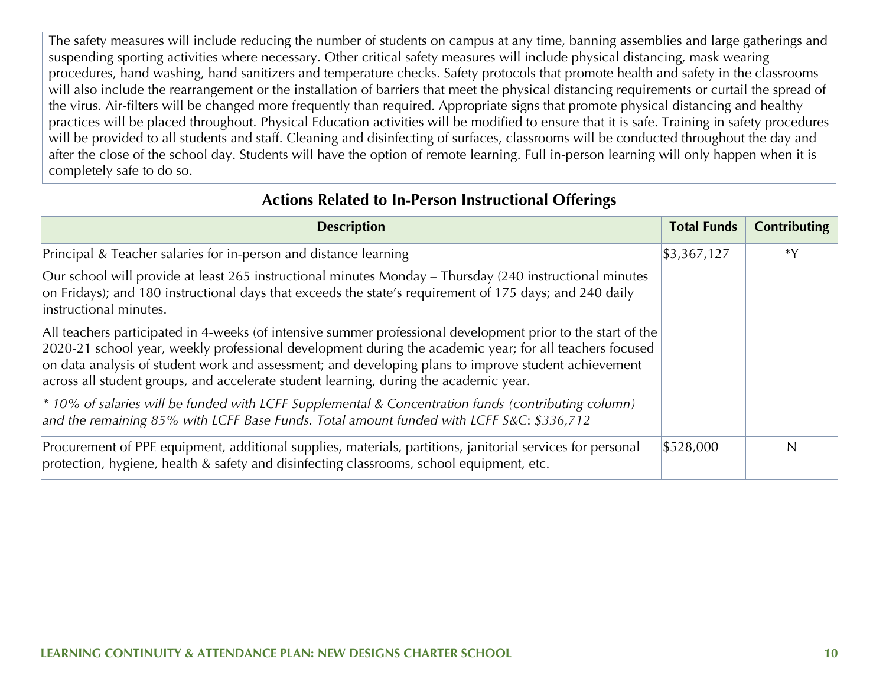The safety measures will include reducing the number of students on campus at any time, banning assemblies and large gatherings and suspending sporting activities where necessary. Other critical safety measures will include physical distancing, mask wearing procedures, hand washing, hand sanitizers and temperature checks. Safety protocols that promote health and safety in the classrooms will also include the rearrangement or the installation of barriers that meet the physical distancing requirements or curtail the spread of the virus. Air-filters will be changed more frequently than required. Appropriate signs that promote physical distancing and healthy practices will be placed throughout. Physical Education activities will be modified to ensure that it is safe. Training in safety procedures will be provided to all students and staff. Cleaning and disinfecting of surfaces, classrooms will be conducted throughout the day and after the close of the school day. Students will have the option of remote learning. Full in-person learning will only happen when it is completely safe to do so.

## Actions Related to In-Person Instructional Offerings

| Description | Total Funds | Contributing |
|---|---|---|
| Principal & Teacher salaries for in-person and distance learning<br><br>Our school will provide at least 265 instructional minutes Monday – Thursday (240 instructional minutes on Fridays); and 180 instructional days that exceeds the state's requirement of 175 days; and 240 daily instructional minutes.<br><br>All teachers participated in 4-weeks (of intensive summer professional development prior to the start of the 2020-21 school year, weekly professional development during the academic year; for all teachers focused on data analysis of student work and assessment; and developing plans to improve student achievement across all student groups, and accelerate student learning, during the academic year.<br><br>*\* 10% of salaries will be funded with LCFF Supplemental & Concentration funds (contributing column) and the remaining 85% with LCFF Base Funds. Total amount funded with LCFF S&C: $336,712* | $3,367,127 | *Y |
| Procurement of PPE equipment, additional supplies, materials, partitions, janitorial services for personal protection, hygiene, health & safety and disinfecting classrooms, school equipment, etc. | $528,000 | N |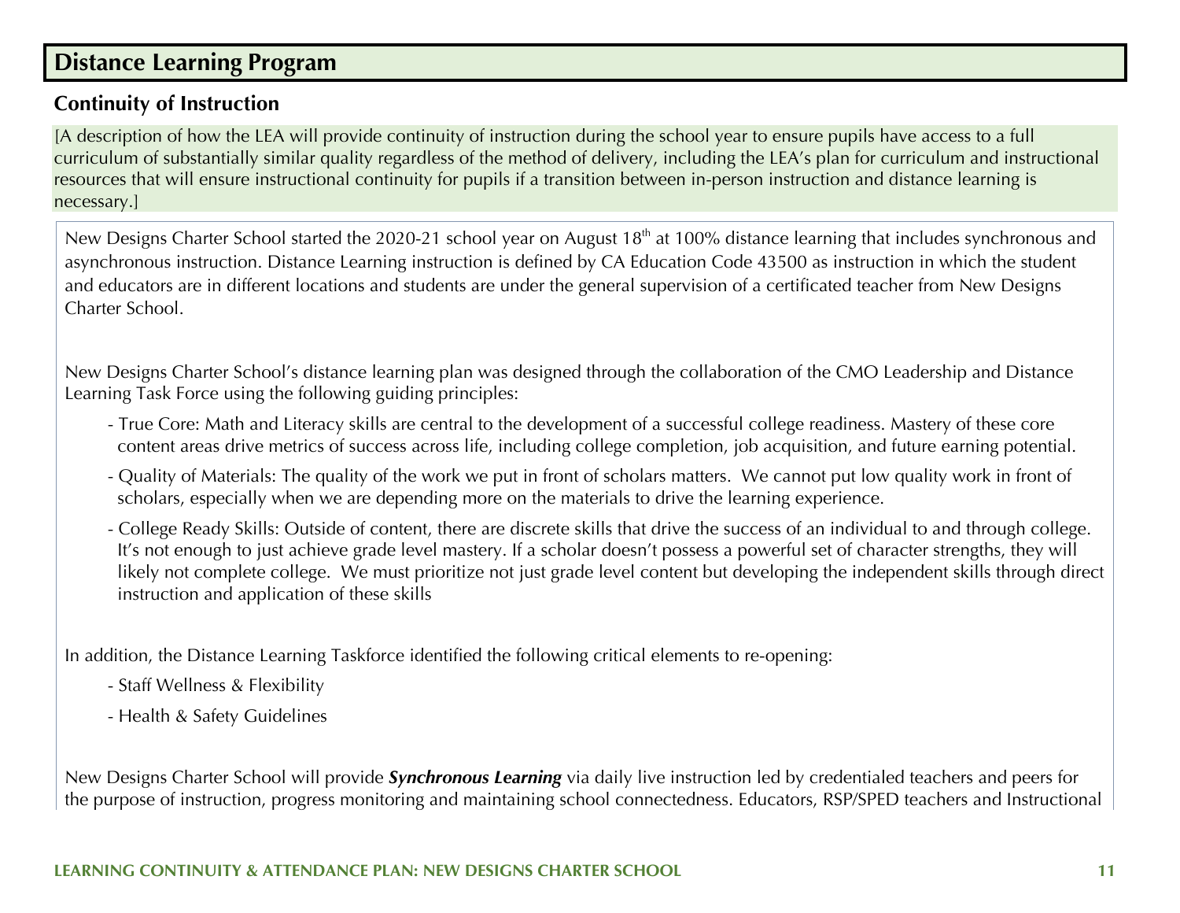## Distance Learning Program

### Continuity of Instruction

[A description of how the LEA will provide continuity of instruction during the school year to ensure pupils have access to a full curriculum of substantially similar quality regardless of the method of delivery, including the LEA's plan for curriculum and instructional resources that will ensure instructional continuity for pupils if a transition between in-person instruction and distance learning is necessary.]

New Designs Charter School started the 2020-21 school year on August 18th at 100% distance learning that includes synchronous and asynchronous instruction. Distance Learning instruction is defined by CA Education Code 43500 as instruction in which the student and educators are in different locations and students are under the general supervision of a certificated teacher from New Designs Charter School.

New Designs Charter School's distance learning plan was designed through the collaboration of the CMO Leadership and Distance Learning Task Force using the following guiding principles:

- True Core: Math and Literacy skills are central to the development of a successful college readiness. Mastery of these core content areas drive metrics of success across life, including college completion, job acquisition, and future earning potential.
- Quality of Materials: The quality of the work we put in front of scholars matters. We cannot put low quality work in front of scholars, especially when we are depending more on the materials to drive the learning experience.
- College Ready Skills: Outside of content, there are discrete skills that drive the success of an individual to and through college. It's not enough to just achieve grade level mastery. If a scholar doesn't possess a powerful set of character strengths, they will likely not complete college. We must prioritize not just grade level content but developing the independent skills through direct instruction and application of these skills

In addition, the Distance Learning Taskforce identified the following critical elements to re-opening:

- Staff Wellness & Flexibility
- Health & Safety Guidelines

New Designs Charter School will provide ***Synchronous Learning*** via daily live instruction led by credentialed teachers and peers for the purpose of instruction, progress monitoring and maintaining school connectedness. Educators, RSP/SPED teachers and Instructional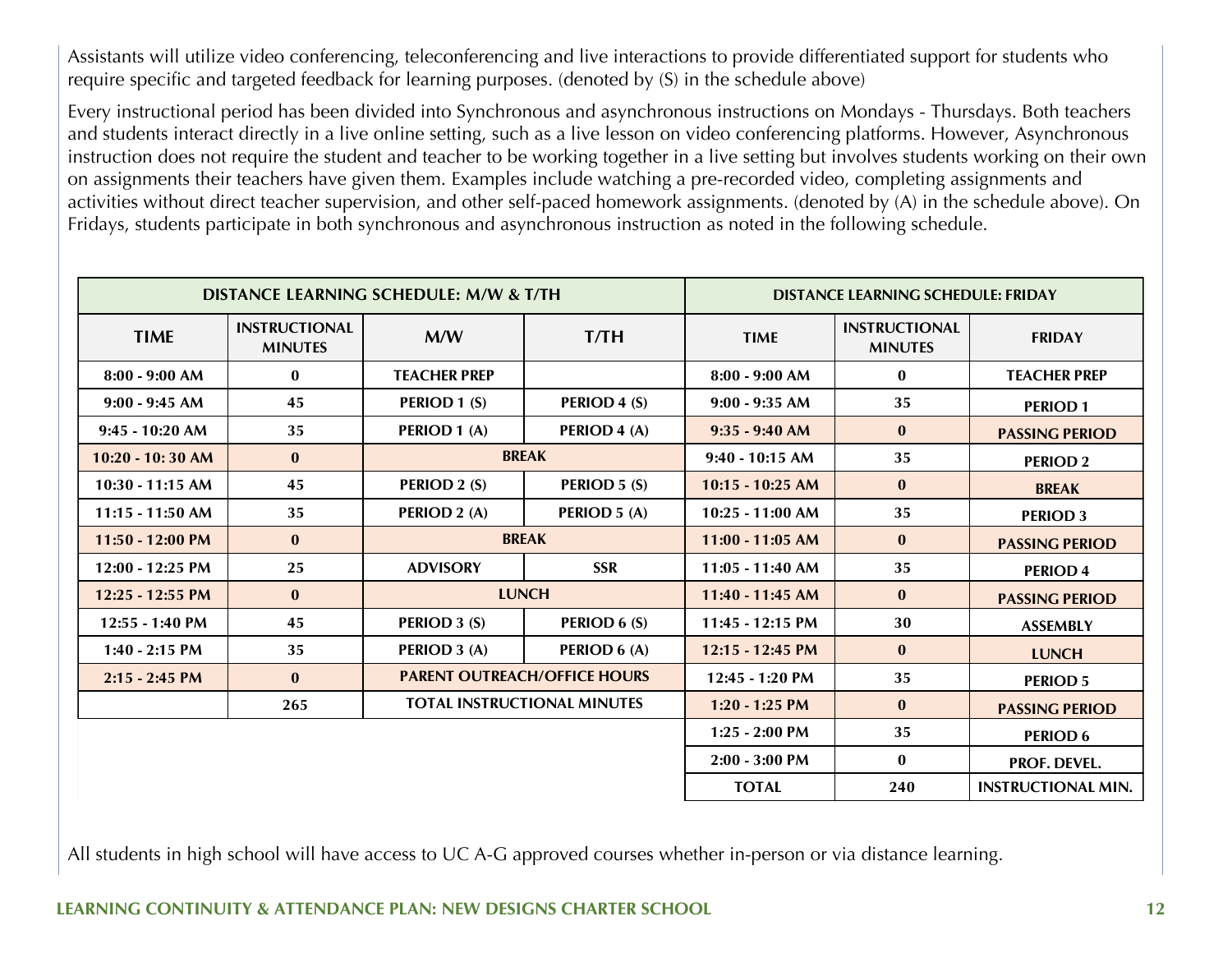Assistants will utilize video conferencing, teleconferencing and live interactions to provide differentiated support for students who require specific and targeted feedback for learning purposes. (denoted by (S) in the schedule above)

Every instructional period has been divided into Synchronous and asynchronous instructions on Mondays - Thursdays. Both teachers and students interact directly in a live online setting, such as a live lesson on video conferencing platforms. However, Asynchronous instruction does not require the student and teacher to be working together in a live setting but involves students working on their own on assignments their teachers have given them. Examples include watching a pre-recorded video, completing assignments and activities without direct teacher supervision, and other self-paced homework assignments. (denoted by (A) in the schedule above). On Fridays, students participate in both synchronous and asynchronous instruction as noted in the following schedule.

| DISTANCE LEARNING SCHEDULE: M/W & T/TH | | | |
|---|---|---|---|
| **TIME** | **INSTRUCTIONAL MINUTES** | **M/W** | **T/TH** |
| 8:00 - 9:00 AM | 0 | TEACHER PREP | |
| 9:00 - 9:45 AM | 45 | PERIOD 1 (S) | PERIOD 4 (S) |
| 9:45 - 10:20 AM | 35 | PERIOD 1 (A) | PERIOD 4 (A) |
| 10:20 - 10: 30 AM | 0 | BREAK | |
| 10:30 - 11:15 AM | 45 | PERIOD 2 (S) | PERIOD 5 (S) |
| 11:15 - 11:50 AM | 35 | PERIOD 2 (A) | PERIOD 5 (A) |
| 11:50 - 12:00 PM | 0 | BREAK | |
| 12:00 - 12:25 PM | 25 | ADVISORY | SSR |
| 12:25 - 12:55 PM | 0 | LUNCH | |
| 12:55 - 1:40 PM | 45 | PERIOD 3 (S) | PERIOD 6 (S) |
| 1:40 - 2:15 PM | 35 | PERIOD 3 (A) | PERIOD 6 (A) |
| 2:15 - 2:45 PM | 0 | PARENT OUTREACH/OFFICE HOURS | |
| | 265 | TOTAL INSTRUCTIONAL MINUTES | |

| DISTANCE LEARNING SCHEDULE: FRIDAY | | |
|---|---|---|
| **TIME** | **INSTRUCTIONAL MINUTES** | **FRIDAY** |
| 8:00 - 9:00 AM | 0 | TEACHER PREP |
| 9:00 - 9:35 AM | 35 | PERIOD 1 |
| 9:35 - 9:40 AM | 0 | PASSING PERIOD |
| 9:40 - 10:15 AM | 35 | PERIOD 2 |
| 10:15 - 10:25 AM | 0 | BREAK |
| 10:25 - 11:00 AM | 35 | PERIOD 3 |
| 11:00 - 11:05 AM | 0 | PASSING PERIOD |
| 11:05 - 11:40 AM | 35 | PERIOD 4 |
| 11:40 - 11:45 AM | 0 | PASSING PERIOD |
| 11:45 - 12:15 PM | 30 | ASSEMBLY |
| 12:15 - 12:45 PM | 0 | LUNCH |
| 12:45 - 1:20 PM | 35 | PERIOD 5 |
| 1:20 - 1:25 PM | 0 | PASSING PERIOD |
| 1:25 - 2:00 PM | 35 | PERIOD 6 |
| 2:00 - 3:00 PM | 0 | PROF. DEVEL. |
| TOTAL | 240 | INSTRUCTIONAL MIN. |

All students in high school will have access to UC A-G approved courses whether in-person or via distance learning.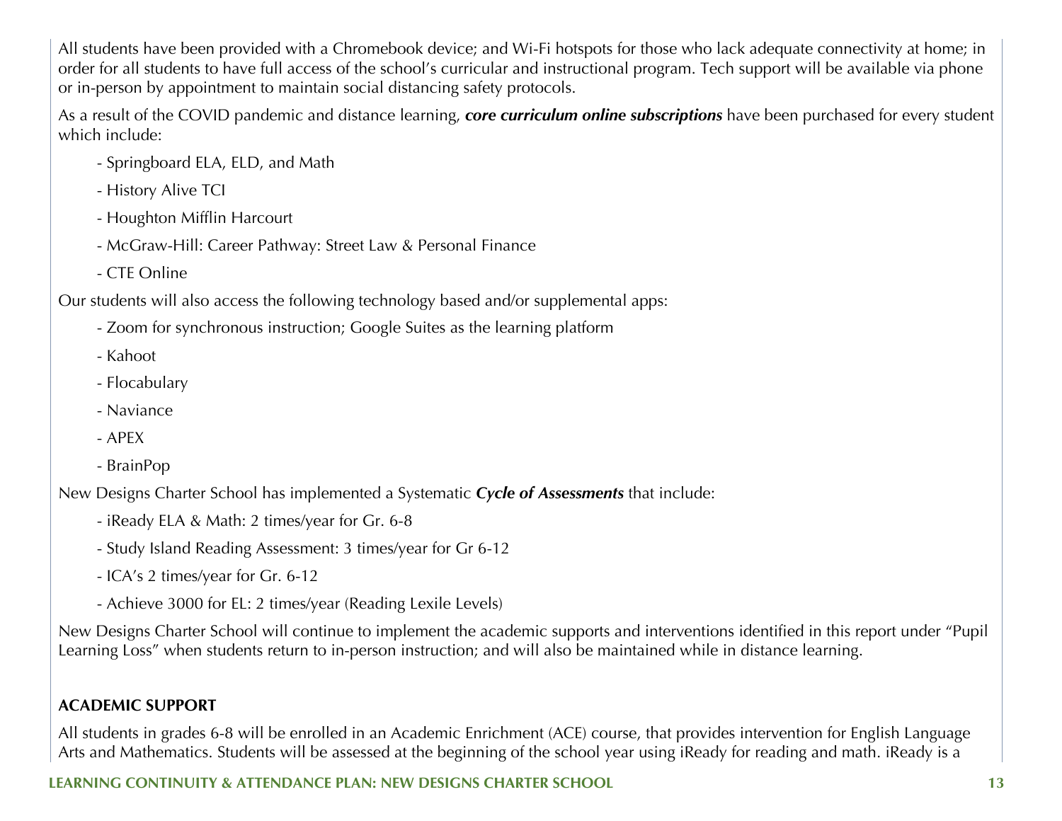All students have been provided with a Chromebook device; and Wi-Fi hotspots for those who lack adequate connectivity at home; in order for all students to have full access of the school's curricular and instructional program. Tech support will be available via phone or in-person by appointment to maintain social distancing safety protocols.

As a result of the COVID pandemic and distance learning, ***core curriculum online subscriptions*** have been purchased for every student which include:

- Springboard ELA, ELD, and Math
- History Alive TCI
- Houghton Mifflin Harcourt
- McGraw-Hill: Career Pathway: Street Law & Personal Finance
- CTE Online

Our students will also access the following technology based and/or supplemental apps:

- Zoom for synchronous instruction; Google Suites as the learning platform
- Kahoot
- Flocabulary
- Naviance
- APEX
- BrainPop

New Designs Charter School has implemented a Systematic ***Cycle of Assessments*** that include:

- iReady ELA & Math: 2 times/year for Gr. 6-8
- Study Island Reading Assessment: 3 times/year for Gr 6-12
- ICA's 2 times/year for Gr. 6-12
- Achieve 3000 for EL: 2 times/year (Reading Lexile Levels)

New Designs Charter School will continue to implement the academic supports and interventions identified in this report under "Pupil Learning Loss" when students return to in-person instruction; and will also be maintained while in distance learning.

**ACADEMIC SUPPORT**

All students in grades 6-8 will be enrolled in an Academic Enrichment (ACE) course, that provides intervention for English Language Arts and Mathematics. Students will be assessed at the beginning of the school year using iReady for reading and math. iReady is a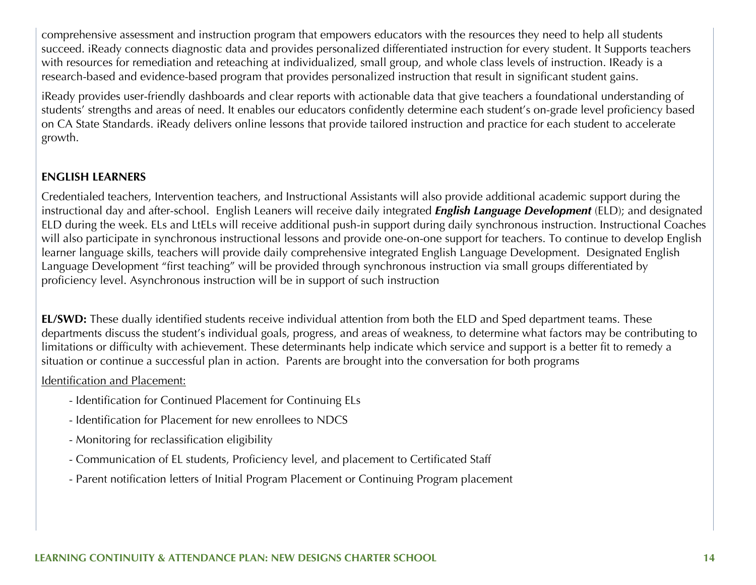comprehensive assessment and instruction program that empowers educators with the resources they need to help all students succeed. iReady connects diagnostic data and provides personalized differentiated instruction for every student. It Supports teachers with resources for remediation and reteaching at individualized, small group, and whole class levels of instruction. IReady is a research-based and evidence-based program that provides personalized instruction that result in significant student gains.

iReady provides user-friendly dashboards and clear reports with actionable data that give teachers a foundational understanding of students' strengths and areas of need. It enables our educators confidently determine each student's on-grade level proficiency based on CA State Standards. iReady delivers online lessons that provide tailored instruction and practice for each student to accelerate growth.

**ENGLISH LEARNERS**

Credentialed teachers, Intervention teachers, and Instructional Assistants will also provide additional academic support during the instructional day and after-school. English Leaners will receive daily integrated ***English Language Development*** (ELD); and designated ELD during the week. ELs and LtELs will receive additional push-in support during daily synchronous instruction. Instructional Coaches will also participate in synchronous instructional lessons and provide one-on-one support for teachers. To continue to develop English learner language skills, teachers will provide daily comprehensive integrated English Language Development. Designated English Language Development "first teaching" will be provided through synchronous instruction via small groups differentiated by proficiency level. Asynchronous instruction will be in support of such instruction

**EL/SWD:** These dually identified students receive individual attention from both the ELD and Sped department teams. These departments discuss the student's individual goals, progress, and areas of weakness, to determine what factors may be contributing to limitations or difficulty with achievement. These determinants help indicate which service and support is a better fit to remedy a situation or continue a successful plan in action. Parents are brought into the conversation for both programs

Identification and Placement:

- Identification for Continued Placement for Continuing ELs
- Identification for Placement for new enrollees to NDCS
- Monitoring for reclassification eligibility
- Communication of EL students, Proficiency level, and placement to Certificated Staff
- Parent notification letters of Initial Program Placement or Continuing Program placement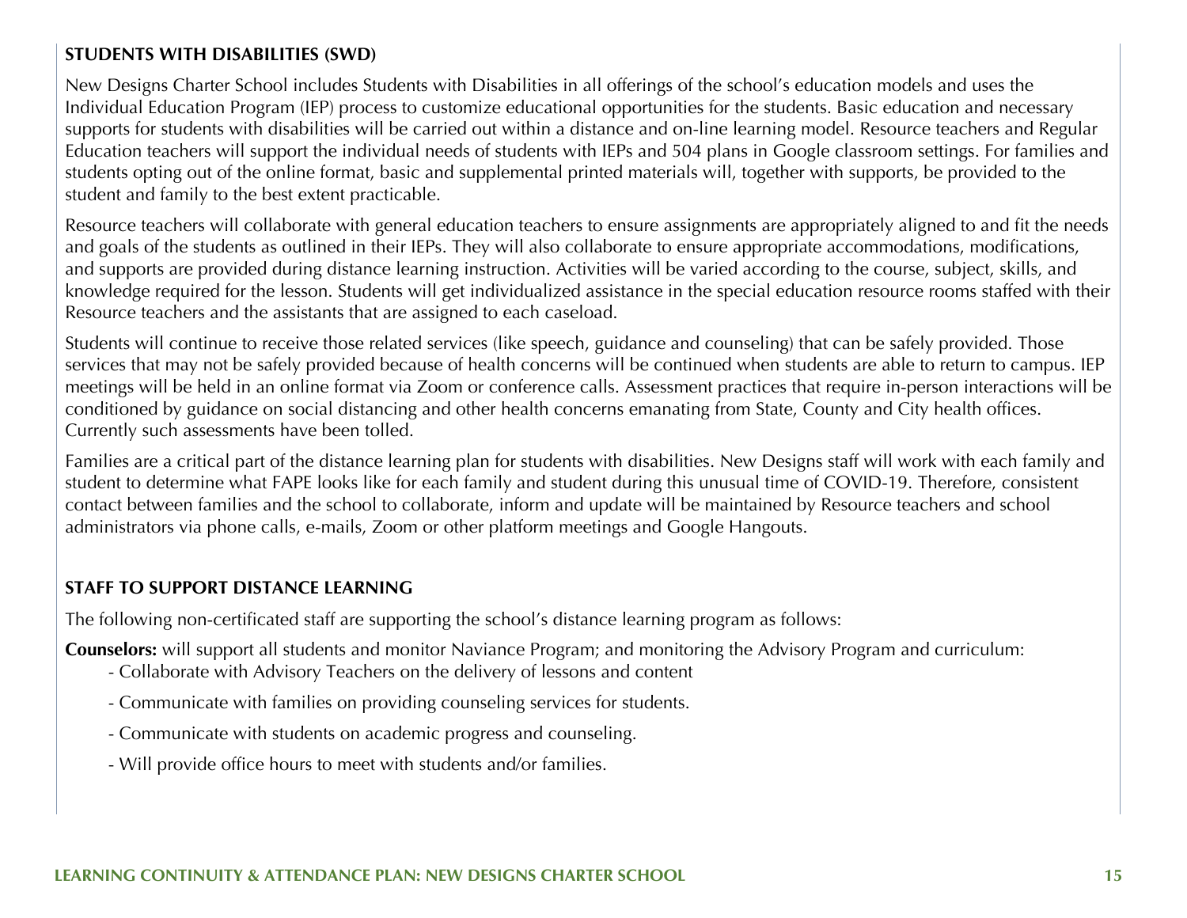### STUDENTS WITH DISABILITIES (SWD)

New Designs Charter School includes Students with Disabilities in all offerings of the school's education models and uses the Individual Education Program (IEP) process to customize educational opportunities for the students. Basic education and necessary supports for students with disabilities will be carried out within a distance and on-line learning model. Resource teachers and Regular Education teachers will support the individual needs of students with IEPs and 504 plans in Google classroom settings. For families and students opting out of the online format, basic and supplemental printed materials will, together with supports, be provided to the student and family to the best extent practicable.

Resource teachers will collaborate with general education teachers to ensure assignments are appropriately aligned to and fit the needs and goals of the students as outlined in their IEPs. They will also collaborate to ensure appropriate accommodations, modifications, and supports are provided during distance learning instruction. Activities will be varied according to the course, subject, skills, and knowledge required for the lesson. Students will get individualized assistance in the special education resource rooms staffed with their Resource teachers and the assistants that are assigned to each caseload.

Students will continue to receive those related services (like speech, guidance and counseling) that can be safely provided. Those services that may not be safely provided because of health concerns will be continued when students are able to return to campus. IEP meetings will be held in an online format via Zoom or conference calls. Assessment practices that require in-person interactions will be conditioned by guidance on social distancing and other health concerns emanating from State, County and City health offices. Currently such assessments have been tolled.

Families are a critical part of the distance learning plan for students with disabilities. New Designs staff will work with each family and student to determine what FAPE looks like for each family and student during this unusual time of COVID-19. Therefore, consistent contact between families and the school to collaborate, inform and update will be maintained by Resource teachers and school administrators via phone calls, e-mails, Zoom or other platform meetings and Google Hangouts.

### STAFF TO SUPPORT DISTANCE LEARNING

The following non-certificated staff are supporting the school's distance learning program as follows:

**Counselors:** will support all students and monitor Naviance Program; and monitoring the Advisory Program and curriculum:

- Collaborate with Advisory Teachers on the delivery of lessons and content
- Communicate with families on providing counseling services for students.
- Communicate with students on academic progress and counseling.
- Will provide office hours to meet with students and/or families.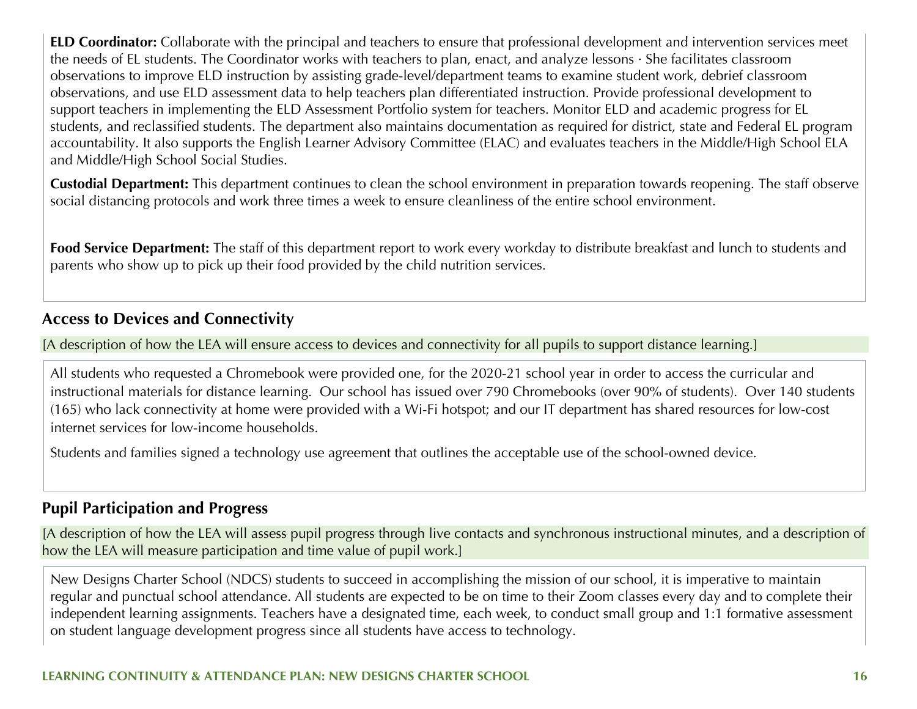**ELD Coordinator:** Collaborate with the principal and teachers to ensure that professional development and intervention services meet the needs of EL students. The Coordinator works with teachers to plan, enact, and analyze lessons · She facilitates classroom observations to improve ELD instruction by assisting grade-level/department teams to examine student work, debrief classroom observations, and use ELD assessment data to help teachers plan differentiated instruction. Provide professional development to support teachers in implementing the ELD Assessment Portfolio system for teachers. Monitor ELD and academic progress for EL students, and reclassified students. The department also maintains documentation as required for district, state and Federal EL program accountability. It also supports the English Learner Advisory Committee (ELAC) and evaluates teachers in the Middle/High School ELA and Middle/High School Social Studies.

**Custodial Department:** This department continues to clean the school environment in preparation towards reopening. The staff observe social distancing protocols and work three times a week to ensure cleanliness of the entire school environment.

**Food Service Department:** The staff of this department report to work every workday to distribute breakfast and lunch to students and parents who show up to pick up their food provided by the child nutrition services.

## Access to Devices and Connectivity

[A description of how the LEA will ensure access to devices and connectivity for all pupils to support distance learning.]

All students who requested a Chromebook were provided one, for the 2020-21 school year in order to access the curricular and instructional materials for distance learning. Our school has issued over 790 Chromebooks (over 90% of students). Over 140 students (165) who lack connectivity at home were provided with a Wi-Fi hotspot; and our IT department has shared resources for low-cost internet services for low-income households.

Students and families signed a technology use agreement that outlines the acceptable use of the school-owned device.

## Pupil Participation and Progress

[A description of how the LEA will assess pupil progress through live contacts and synchronous instructional minutes, and a description of how the LEA will measure participation and time value of pupil work.]

New Designs Charter School (NDCS) students to succeed in accomplishing the mission of our school, it is imperative to maintain regular and punctual school attendance. All students are expected to be on time to their Zoom classes every day and to complete their independent learning assignments. Teachers have a designated time, each week, to conduct small group and 1:1 formative assessment on student language development progress since all students have access to technology.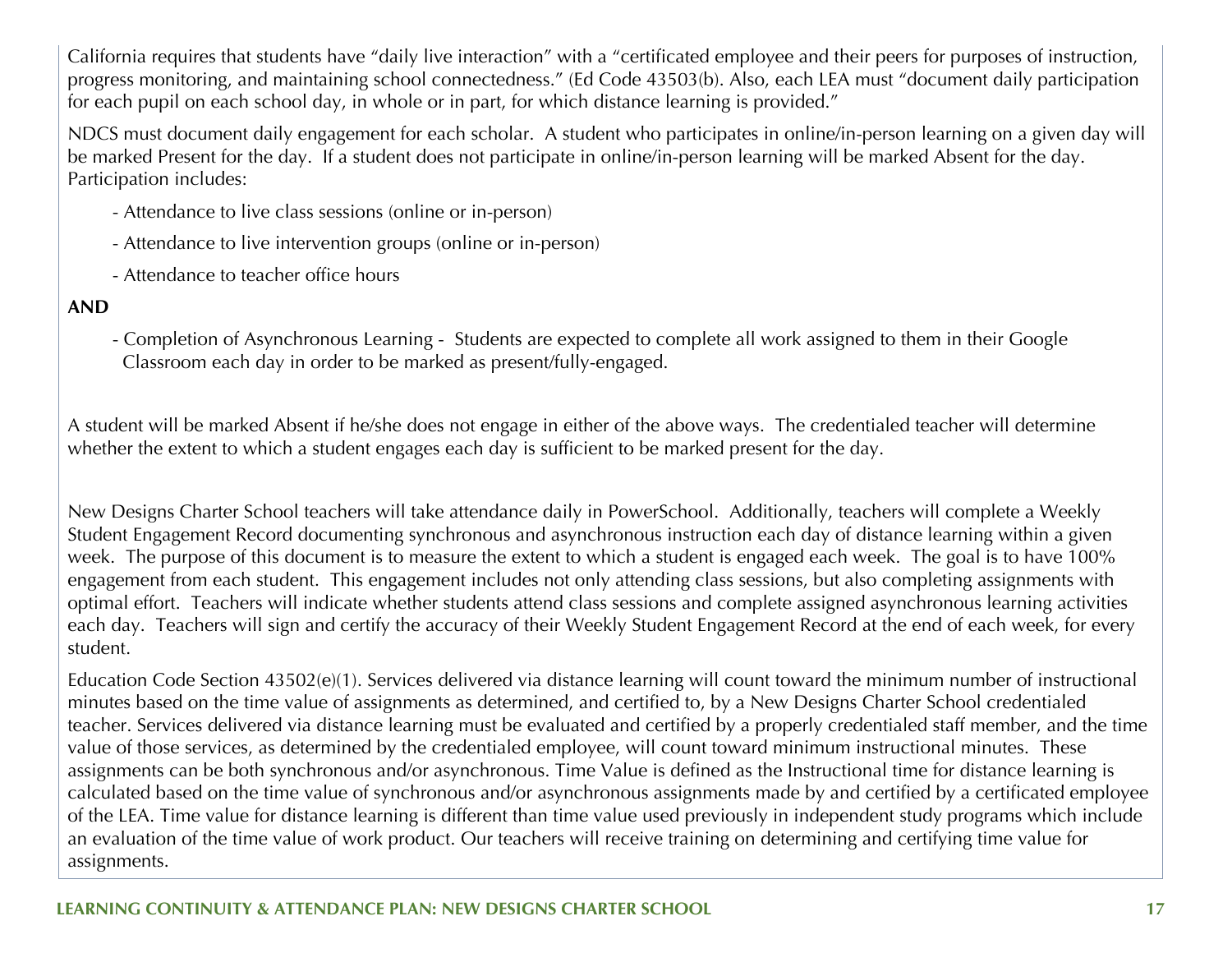California requires that students have "daily live interaction" with a "certificated employee and their peers for purposes of instruction, progress monitoring, and maintaining school connectedness." (Ed Code 43503(b). Also, each LEA must "document daily participation for each pupil on each school day, in whole or in part, for which distance learning is provided."

NDCS must document daily engagement for each scholar. A student who participates in online/in-person learning on a given day will be marked Present for the day. If a student does not participate in online/in-person learning will be marked Absent for the day. Participation includes:

- Attendance to live class sessions (online or in-person)
- Attendance to live intervention groups (online or in-person)
- Attendance to teacher office hours

**AND**

- Completion of Asynchronous Learning - Students are expected to complete all work assigned to them in their Google Classroom each day in order to be marked as present/fully-engaged.

A student will be marked Absent if he/she does not engage in either of the above ways. The credentialed teacher will determine whether the extent to which a student engages each day is sufficient to be marked present for the day.

New Designs Charter School teachers will take attendance daily in PowerSchool. Additionally, teachers will complete a Weekly Student Engagement Record documenting synchronous and asynchronous instruction each day of distance learning within a given week. The purpose of this document is to measure the extent to which a student is engaged each week. The goal is to have 100% engagement from each student. This engagement includes not only attending class sessions, but also completing assignments with optimal effort. Teachers will indicate whether students attend class sessions and complete assigned asynchronous learning activities each day. Teachers will sign and certify the accuracy of their Weekly Student Engagement Record at the end of each week, for every student.

Education Code Section 43502(e)(1). Services delivered via distance learning will count toward the minimum number of instructional minutes based on the time value of assignments as determined, and certified to, by a New Designs Charter School credentialed teacher. Services delivered via distance learning must be evaluated and certified by a properly credentialed staff member, and the time value of those services, as determined by the credentialed employee, will count toward minimum instructional minutes. These assignments can be both synchronous and/or asynchronous. Time Value is defined as the Instructional time for distance learning is calculated based on the time value of synchronous and/or asynchronous assignments made by and certified by a certificated employee of the LEA. Time value for distance learning is different than time value used previously in independent study programs which include an evaluation of the time value of work product. Our teachers will receive training on determining and certifying time value for assignments.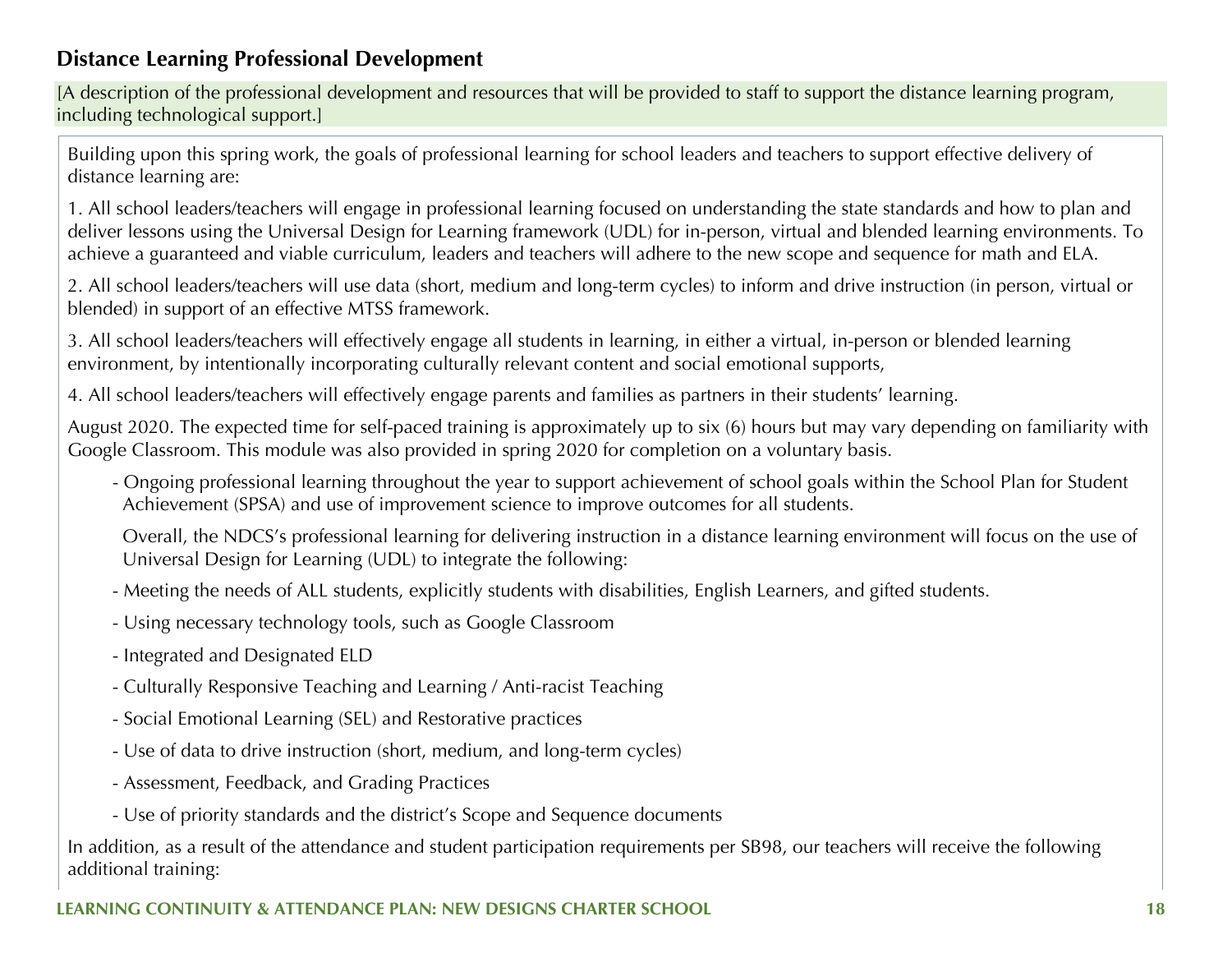### Distance Learning Professional Development

[A description of the professional development and resources that will be provided to staff to support the distance learning program, including technological support.]

Building upon this spring work, the goals of professional learning for school leaders and teachers to support effective delivery of distance learning are:

1. All school leaders/teachers will engage in professional learning focused on understanding the state standards and how to plan and deliver lessons using the Universal Design for Learning framework (UDL) for in-person, virtual and blended learning environments. To achieve a guaranteed and viable curriculum, leaders and teachers will adhere to the new scope and sequence for math and ELA.

2. All school leaders/teachers will use data (short, medium and long-term cycles) to inform and drive instruction (in person, virtual or blended) in support of an effective MTSS framework.

3. All school leaders/teachers will effectively engage all students in learning, in either a virtual, in-person or blended learning environment, by intentionally incorporating culturally relevant content and social emotional supports,

4. All school leaders/teachers will effectively engage parents and families as partners in their students' learning.

August 2020. The expected time for self-paced training is approximately up to six (6) hours but may vary depending on familiarity with Google Classroom. This module was also provided in spring 2020 for completion on a voluntary basis.

- Ongoing professional learning throughout the year to support achievement of school goals within the School Plan for Student Achievement (SPSA) and use of improvement science to improve outcomes for all students.

  Overall, the NDCS's professional learning for delivering instruction in a distance learning environment will focus on the use of Universal Design for Learning (UDL) to integrate the following:

- Meeting the needs of ALL students, explicitly students with disabilities, English Learners, and gifted students.
- Using necessary technology tools, such as Google Classroom
- Integrated and Designated ELD
- Culturally Responsive Teaching and Learning / Anti-racist Teaching
- Social Emotional Learning (SEL) and Restorative practices
- Use of data to drive instruction (short, medium, and long-term cycles)
- Assessment, Feedback, and Grading Practices
- Use of priority standards and the district's Scope and Sequence documents

In addition, as a result of the attendance and student participation requirements per SB98, our teachers will receive the following additional training: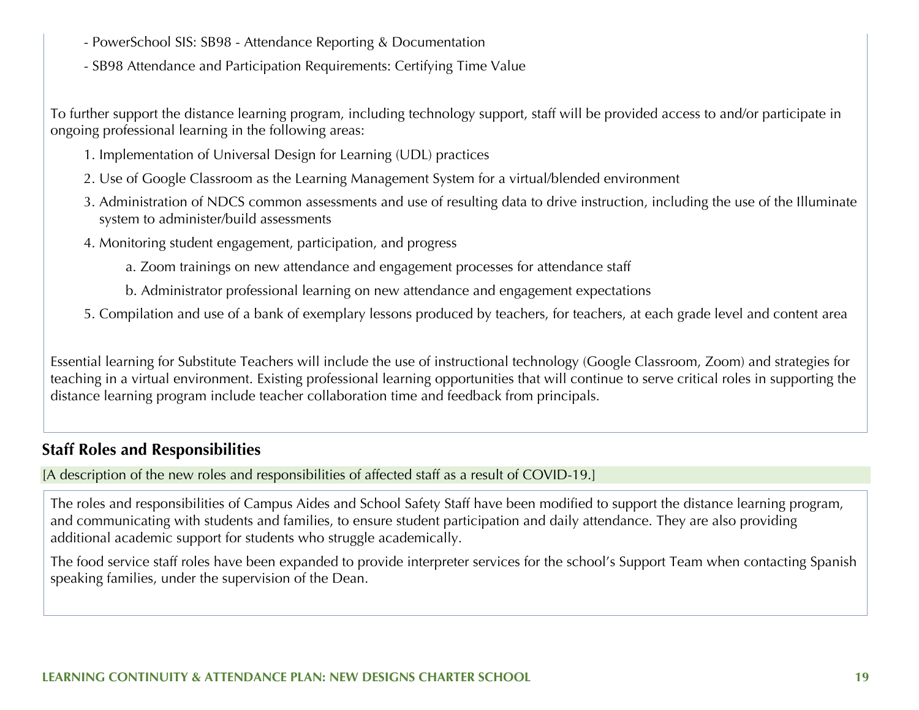- PowerSchool SIS: SB98 - Attendance Reporting & Documentation

- SB98 Attendance and Participation Requirements: Certifying Time Value

To further support the distance learning program, including technology support, staff will be provided access to and/or participate in ongoing professional learning in the following areas:

1. Implementation of Universal Design for Learning (UDL) practices
2. Use of Google Classroom as the Learning Management System for a virtual/blended environment
3. Administration of NDCS common assessments and use of resulting data to drive instruction, including the use of the Illuminate system to administer/build assessments
4. Monitoring student engagement, participation, and progress
    a. Zoom trainings on new attendance and engagement processes for attendance staff
    b. Administrator professional learning on new attendance and engagement expectations
5. Compilation and use of a bank of exemplary lessons produced by teachers, for teachers, at each grade level and content area

Essential learning for Substitute Teachers will include the use of instructional technology (Google Classroom, Zoom) and strategies for teaching in a virtual environment. Existing professional learning opportunities that will continue to serve critical roles in supporting the distance learning program include teacher collaboration time and feedback from principals.

## Staff Roles and Responsibilities

[A description of the new roles and responsibilities of affected staff as a result of COVID-19.]

The roles and responsibilities of Campus Aides and School Safety Staff have been modified to support the distance learning program, and communicating with students and families, to ensure student participation and daily attendance. They are also providing additional academic support for students who struggle academically.

The food service staff roles have been expanded to provide interpreter services for the school's Support Team when contacting Spanish speaking families, under the supervision of the Dean.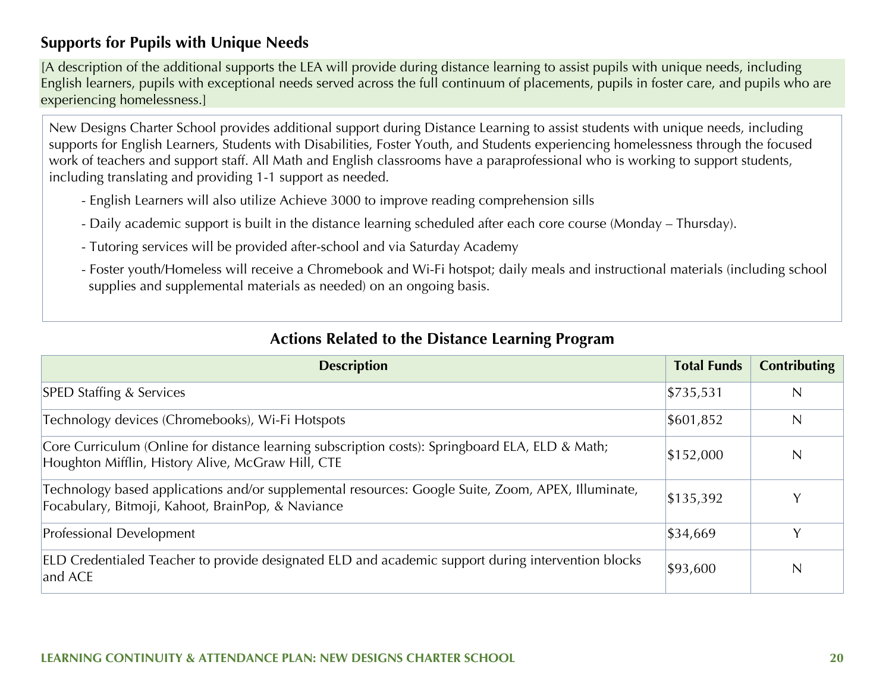## Supports for Pupils with Unique Needs

[A description of the additional supports the LEA will provide during distance learning to assist pupils with unique needs, including English learners, pupils with exceptional needs served across the full continuum of placements, pupils in foster care, and pupils who are experiencing homelessness.]

New Designs Charter School provides additional support during Distance Learning to assist students with unique needs, including supports for English Learners, Students with Disabilities, Foster Youth, and Students experiencing homelessness through the focused work of teachers and support staff. All Math and English classrooms have a paraprofessional who is working to support students, including translating and providing 1-1 support as needed.

- English Learners will also utilize Achieve 3000 to improve reading comprehension sills
- Daily academic support is built in the distance learning scheduled after each core course (Monday – Thursday).
- Tutoring services will be provided after-school and via Saturday Academy
- Foster youth/Homeless will receive a Chromebook and Wi-Fi hotspot; daily meals and instructional materials (including school supplies and supplemental materials as needed) on an ongoing basis.

## Actions Related to the Distance Learning Program

| Description | Total Funds | Contributing |
|---|---|---|
| SPED Staffing & Services | $735,531 | N |
| Technology devices (Chromebooks), Wi-Fi Hotspots | $601,852 | N |
| Core Curriculum (Online for distance learning subscription costs): Springboard ELA, ELD & Math; Houghton Mifflin, History Alive, McGraw Hill, CTE | $152,000 | N |
| Technology based applications and/or supplemental resources: Google Suite, Zoom, APEX, Illuminate, Focabulary, Bitmoji, Kahoot, BrainPop, & Naviance | $135,392 | Y |
| Professional Development | $34,669 | Y |
| ELD Credentialed Teacher to provide designated ELD and academic support during intervention blocks and ACE | $93,600 | N |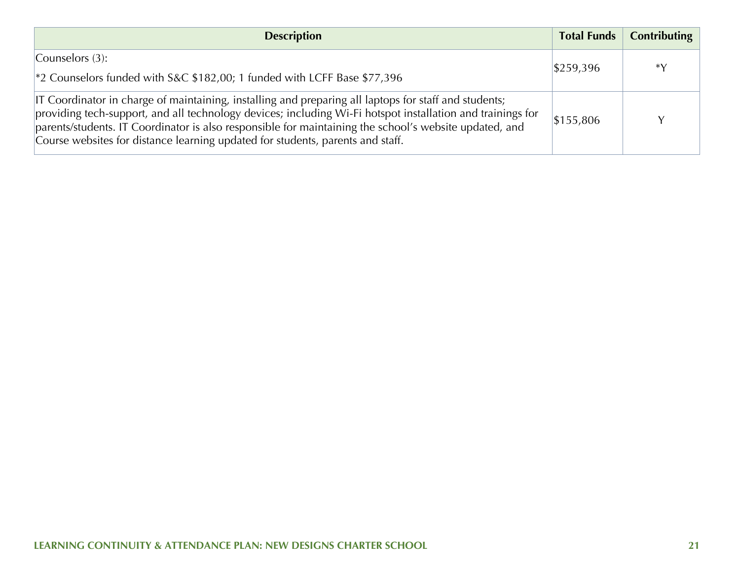| Description | Total Funds | Contributing |
|---|---|---|
| Counselors (3):<br><br>*2 Counselors funded with S&C $182,00; 1 funded with LCFF Base $77,396 | $259,396 | *Y |
| IT Coordinator in charge of maintaining, installing and preparing all laptops for staff and students; providing tech-support, and all technology devices; including Wi-Fi hotspot installation and trainings for parents/students. IT Coordinator is also responsible for maintaining the school's website updated, and Course websites for distance learning updated for students, parents and staff. | $155,806 | Y |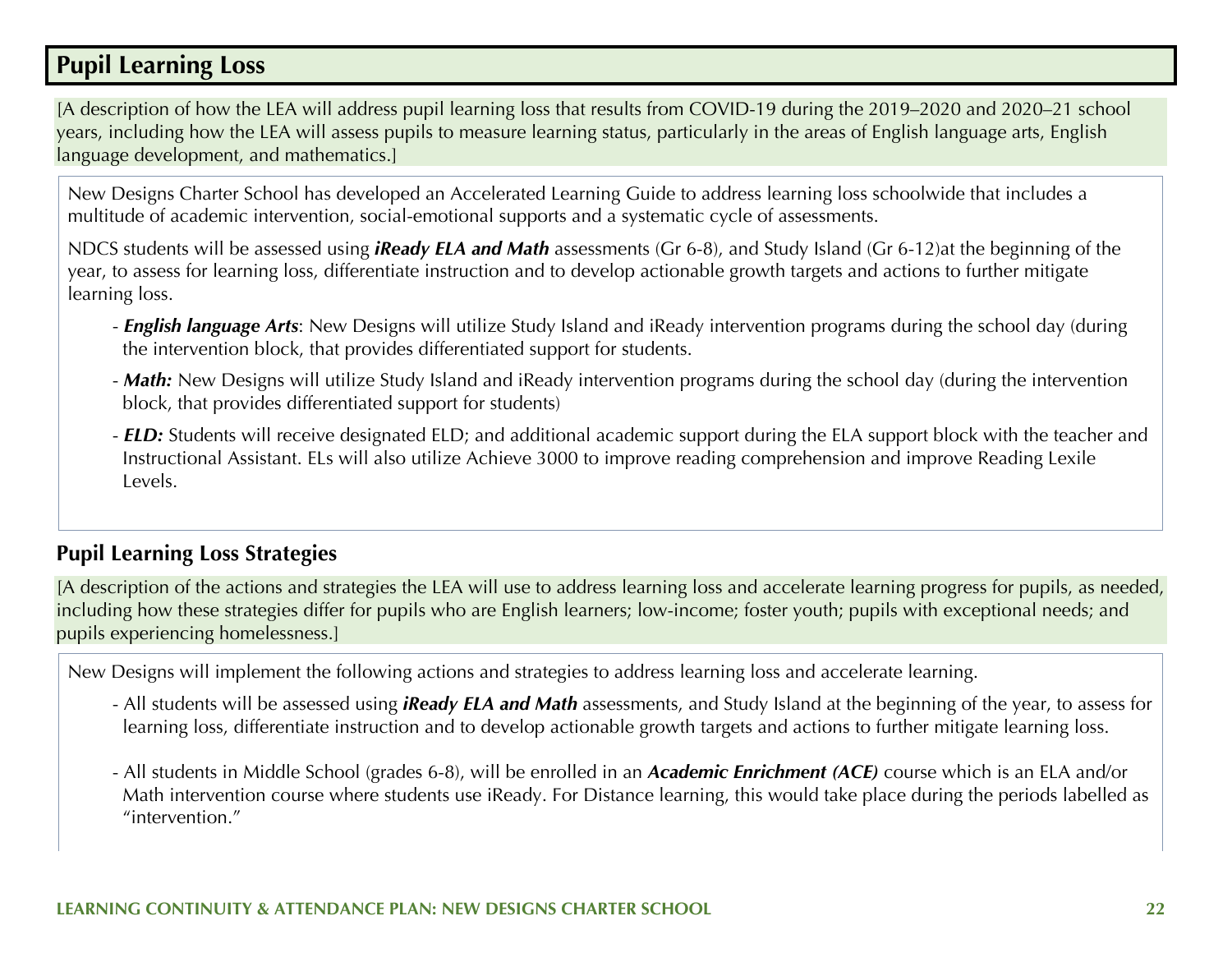## Pupil Learning Loss

[A description of how the LEA will address pupil learning loss that results from COVID-19 during the 2019–2020 and 2020–21 school years, including how the LEA will assess pupils to measure learning status, particularly in the areas of English language arts, English language development, and mathematics.]

New Designs Charter School has developed an Accelerated Learning Guide to address learning loss schoolwide that includes a multitude of academic intervention, social-emotional supports and a systematic cycle of assessments.

NDCS students will be assessed using ***iReady ELA and Math*** assessments (Gr 6-8), and Study Island (Gr 6-12)at the beginning of the year, to assess for learning loss, differentiate instruction and to develop actionable growth targets and actions to further mitigate learning loss.

- ***English language Arts***: New Designs will utilize Study Island and iReady intervention programs during the school day (during the intervention block, that provides differentiated support for students.
- ***Math:*** New Designs will utilize Study Island and iReady intervention programs during the school day (during the intervention block, that provides differentiated support for students)
- ***ELD:*** Students will receive designated ELD; and additional academic support during the ELA support block with the teacher and Instructional Assistant. ELs will also utilize Achieve 3000 to improve reading comprehension and improve Reading Lexile Levels.

### Pupil Learning Loss Strategies

[A description of the actions and strategies the LEA will use to address learning loss and accelerate learning progress for pupils, as needed, including how these strategies differ for pupils who are English learners; low-income; foster youth; pupils with exceptional needs; and pupils experiencing homelessness.]

New Designs will implement the following actions and strategies to address learning loss and accelerate learning.

- All students will be assessed using ***iReady ELA and Math*** assessments, and Study Island at the beginning of the year, to assess for learning loss, differentiate instruction and to develop actionable growth targets and actions to further mitigate learning loss.
- All students in Middle School (grades 6-8), will be enrolled in an ***Academic Enrichment (ACE)*** course which is an ELA and/or Math intervention course where students use iReady. For Distance learning, this would take place during the periods labelled as "intervention."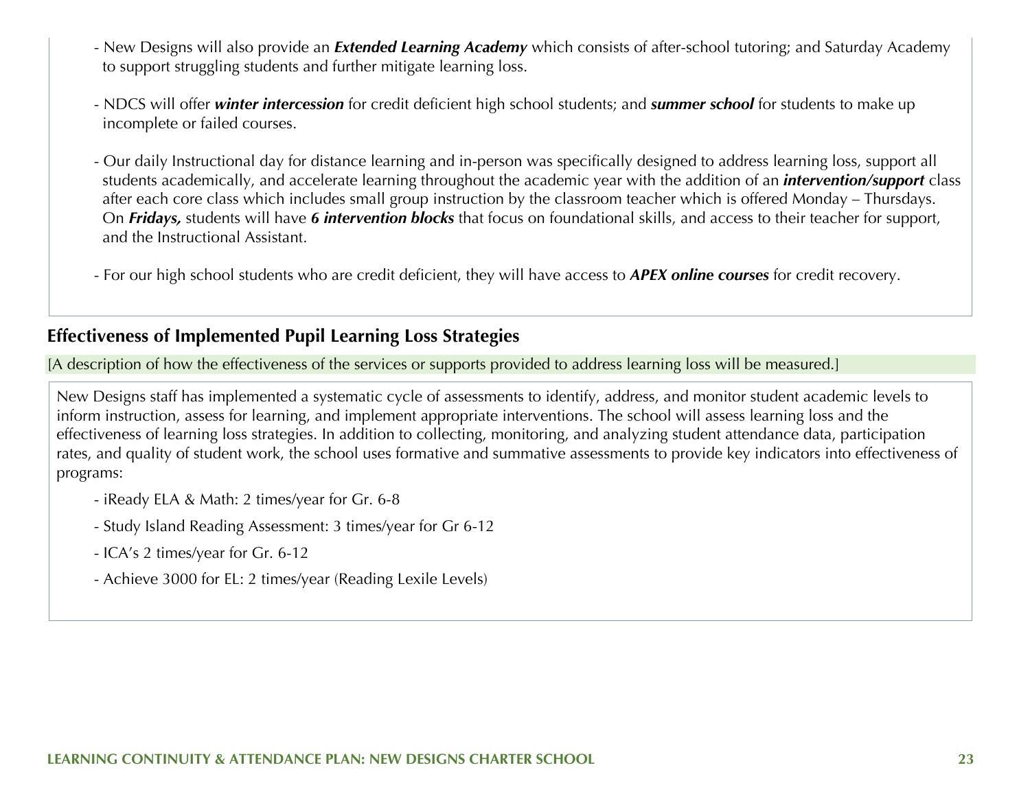- New Designs will also provide an ***Extended Learning Academy*** which consists of after-school tutoring; and Saturday Academy to support struggling students and further mitigate learning loss.

- NDCS will offer ***winter intercession*** for credit deficient high school students; and ***summer school*** for students to make up incomplete or failed courses.

- Our daily Instructional day for distance learning and in-person was specifically designed to address learning loss, support all students academically, and accelerate learning throughout the academic year with the addition of an ***intervention/support*** class after each core class which includes small group instruction by the classroom teacher which is offered Monday – Thursdays. On ***Fridays,*** students will have ***6 intervention blocks*** that focus on foundational skills, and access to their teacher for support, and the Instructional Assistant.

- For our high school students who are credit deficient, they will have access to ***APEX online courses*** for credit recovery.

## Effectiveness of Implemented Pupil Learning Loss Strategies

[A description of how the effectiveness of the services or supports provided to address learning loss will be measured.]

New Designs staff has implemented a systematic cycle of assessments to identify, address, and monitor student academic levels to inform instruction, assess for learning, and implement appropriate interventions. The school will assess learning loss and the effectiveness of learning loss strategies. In addition to collecting, monitoring, and analyzing student attendance data, participation rates, and quality of student work, the school uses formative and summative assessments to provide key indicators into effectiveness of programs:

- iReady ELA & Math: 2 times/year for Gr. 6-8
- Study Island Reading Assessment: 3 times/year for Gr 6-12
- ICA's 2 times/year for Gr. 6-12
- Achieve 3000 for EL: 2 times/year (Reading Lexile Levels)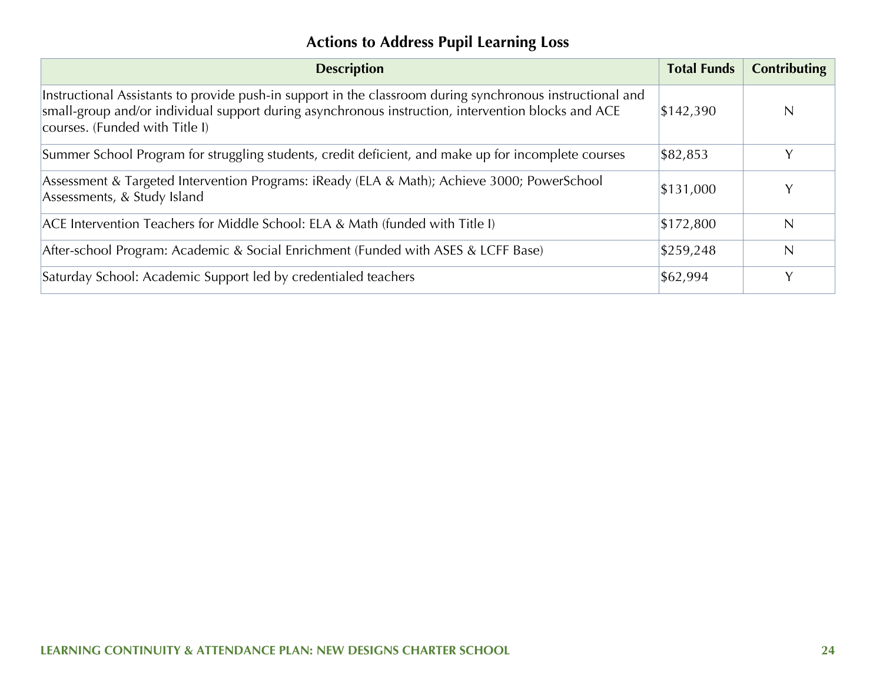## Actions to Address Pupil Learning Loss

| Description | Total Funds | Contributing |
|---|---|---|
| Instructional Assistants to provide push-in support in the classroom during synchronous instructional and small-group and/or individual support during asynchronous instruction, intervention blocks and ACE courses. (Funded with Title I) | $142,390 | N |
| Summer School Program for struggling students, credit deficient, and make up for incomplete courses | $82,853 | Y |
| Assessment & Targeted Intervention Programs: iReady (ELA & Math); Achieve 3000; PowerSchool Assessments, & Study Island | $131,000 | Y |
| ACE Intervention Teachers for Middle School: ELA & Math (funded with Title I) | $172,800 | N |
| After-school Program: Academic & Social Enrichment (Funded with ASES & LCFF Base) | $259,248 | N |
| Saturday School: Academic Support led by credentialed teachers | $62,994 | Y |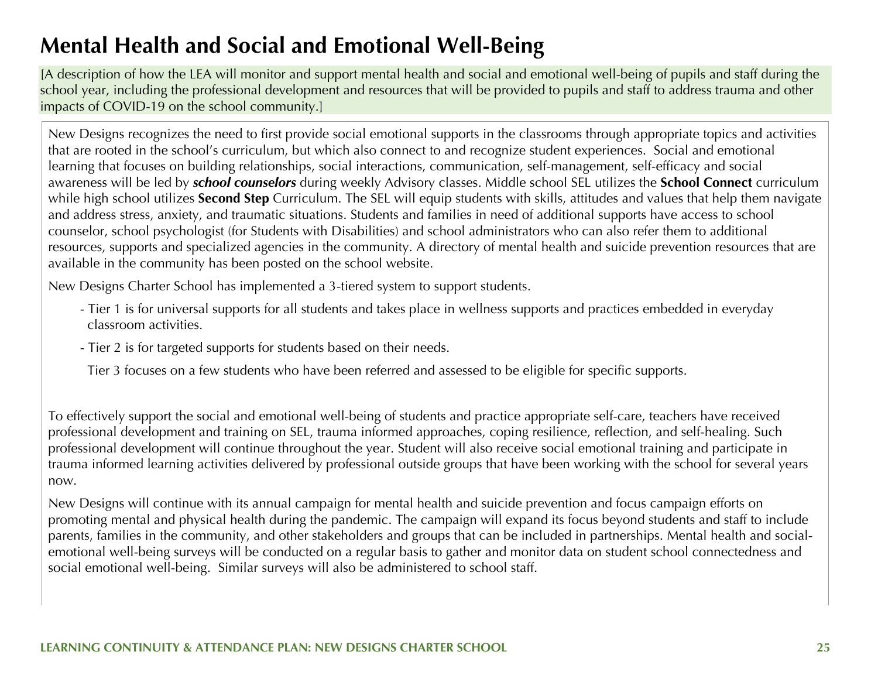# Mental Health and Social and Emotional Well-Being

[A description of how the LEA will monitor and support mental health and social and emotional well-being of pupils and staff during the school year, including the professional development and resources that will be provided to pupils and staff to address trauma and other impacts of COVID-19 on the school community.]

New Designs recognizes the need to first provide social emotional supports in the classrooms through appropriate topics and activities that are rooted in the school's curriculum, but which also connect to and recognize student experiences. Social and emotional learning that focuses on building relationships, social interactions, communication, self-management, self-efficacy and social awareness will be led by ***school counselors*** during weekly Advisory classes. Middle school SEL utilizes the **School Connect** curriculum while high school utilizes **Second Step** Curriculum. The SEL will equip students with skills, attitudes and values that help them navigate and address stress, anxiety, and traumatic situations. Students and families in need of additional supports have access to school counselor, school psychologist (for Students with Disabilities) and school administrators who can also refer them to additional resources, supports and specialized agencies in the community. A directory of mental health and suicide prevention resources that are available in the community has been posted on the school website.

New Designs Charter School has implemented a 3-tiered system to support students.

- Tier 1 is for universal supports for all students and takes place in wellness supports and practices embedded in everyday classroom activities.
- Tier 2 is for targeted supports for students based on their needs.

  Tier 3 focuses on a few students who have been referred and assessed to be eligible for specific supports.

To effectively support the social and emotional well-being of students and practice appropriate self-care, teachers have received professional development and training on SEL, trauma informed approaches, coping resilience, reflection, and self-healing. Such professional development will continue throughout the year. Student will also receive social emotional training and participate in trauma informed learning activities delivered by professional outside groups that have been working with the school for several years now.

New Designs will continue with its annual campaign for mental health and suicide prevention and focus campaign efforts on promoting mental and physical health during the pandemic. The campaign will expand its focus beyond students and staff to include parents, families in the community, and other stakeholders and groups that can be included in partnerships. Mental health and social-emotional well-being surveys will be conducted on a regular basis to gather and monitor data on student school connectedness and social emotional well-being. Similar surveys will also be administered to school staff.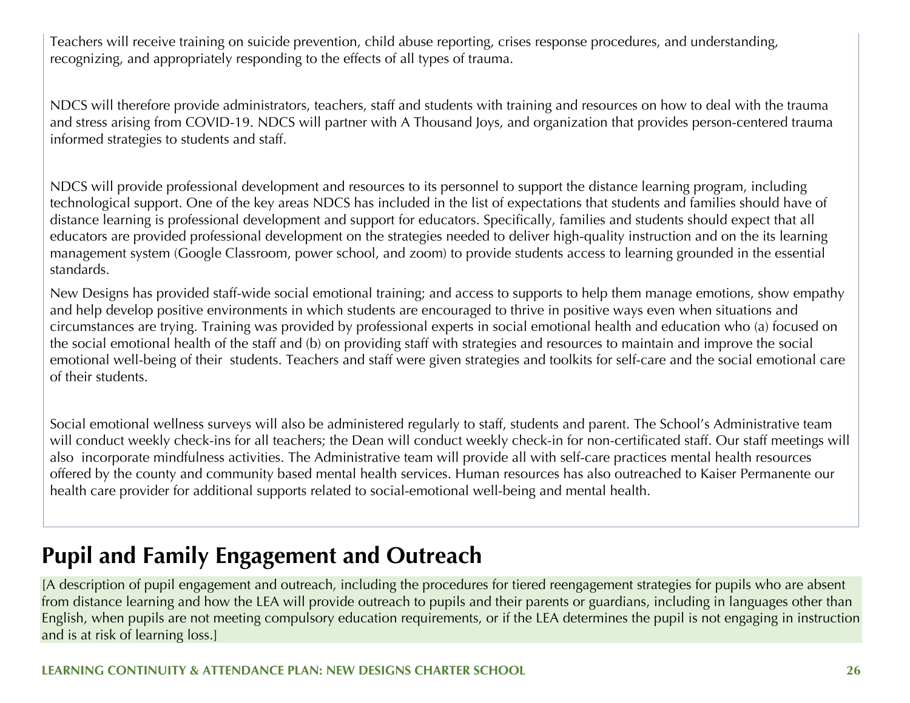Teachers will receive training on suicide prevention, child abuse reporting, crises response procedures, and understanding, recognizing, and appropriately responding to the effects of all types of trauma.

NDCS will therefore provide administrators, teachers, staff and students with training and resources on how to deal with the trauma and stress arising from COVID-19. NDCS will partner with A Thousand Joys, and organization that provides person-centered trauma informed strategies to students and staff.

NDCS will provide professional development and resources to its personnel to support the distance learning program, including technological support. One of the key areas NDCS has included in the list of expectations that students and families should have of distance learning is professional development and support for educators. Specifically, families and students should expect that all educators are provided professional development on the strategies needed to deliver high-quality instruction and on the its learning management system (Google Classroom, power school, and zoom) to provide students access to learning grounded in the essential standards.

New Designs has provided staff-wide social emotional training; and access to supports to help them manage emotions, show empathy and help develop positive environments in which students are encouraged to thrive in positive ways even when situations and circumstances are trying. Training was provided by professional experts in social emotional health and education who (a) focused on the social emotional health of the staff and (b) on providing staff with strategies and resources to maintain and improve the social emotional well-being of their students. Teachers and staff were given strategies and toolkits for self-care and the social emotional care of their students.

Social emotional wellness surveys will also be administered regularly to staff, students and parent. The School's Administrative team will conduct weekly check-ins for all teachers; the Dean will conduct weekly check-in for non-certificated staff. Our staff meetings will also incorporate mindfulness activities. The Administrative team will provide all with self-care practices mental health resources offered by the county and community based mental health services. Human resources has also outreached to Kaiser Permanente our health care provider for additional supports related to social-emotional well-being and mental health.

## Pupil and Family Engagement and Outreach

[A description of pupil engagement and outreach, including the procedures for tiered reengagement strategies for pupils who are absent from distance learning and how the LEA will provide outreach to pupils and their parents or guardians, including in languages other than English, when pupils are not meeting compulsory education requirements, or if the LEA determines the pupil is not engaging in instruction and is at risk of learning loss.]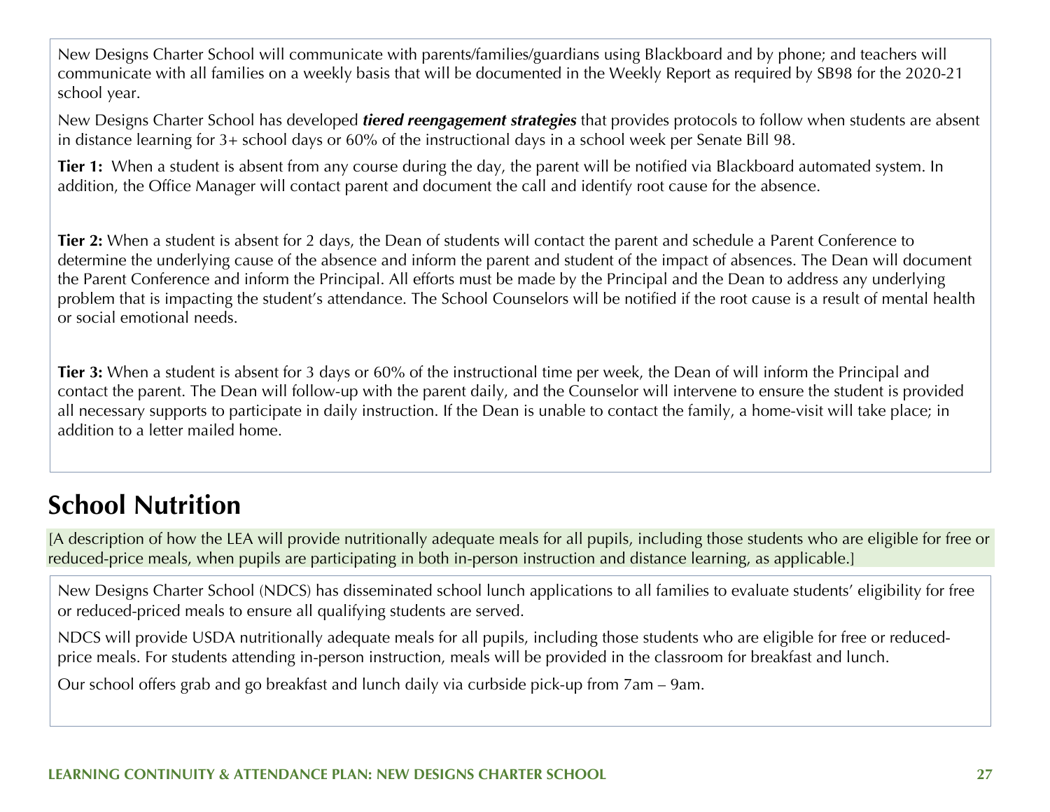New Designs Charter School will communicate with parents/families/guardians using Blackboard and by phone; and teachers will communicate with all families on a weekly basis that will be documented in the Weekly Report as required by SB98 for the 2020-21 school year.

New Designs Charter School has developed ***tiered reengagement strategies*** that provides protocols to follow when students are absent in distance learning for 3+ school days or 60% of the instructional days in a school week per Senate Bill 98.

**Tier 1:** When a student is absent from any course during the day, the parent will be notified via Blackboard automated system. In addition, the Office Manager will contact parent and document the call and identify root cause for the absence.

**Tier 2:** When a student is absent for 2 days, the Dean of students will contact the parent and schedule a Parent Conference to determine the underlying cause of the absence and inform the parent and student of the impact of absences. The Dean will document the Parent Conference and inform the Principal. All efforts must be made by the Principal and the Dean to address any underlying problem that is impacting the student's attendance. The School Counselors will be notified if the root cause is a result of mental health or social emotional needs.

**Tier 3:** When a student is absent for 3 days or 60% of the instructional time per week, the Dean of will inform the Principal and contact the parent. The Dean will follow-up with the parent daily, and the Counselor will intervene to ensure the student is provided all necessary supports to participate in daily instruction. If the Dean is unable to contact the family, a home-visit will take place; in addition to a letter mailed home.

## School Nutrition

[A description of how the LEA will provide nutritionally adequate meals for all pupils, including those students who are eligible for free or reduced-price meals, when pupils are participating in both in-person instruction and distance learning, as applicable.]

New Designs Charter School (NDCS) has disseminated school lunch applications to all families to evaluate students' eligibility for free or reduced-priced meals to ensure all qualifying students are served.

NDCS will provide USDA nutritionally adequate meals for all pupils, including those students who are eligible for free or reduced-price meals. For students attending in-person instruction, meals will be provided in the classroom for breakfast and lunch.

Our school offers grab and go breakfast and lunch daily via curbside pick-up from 7am – 9am.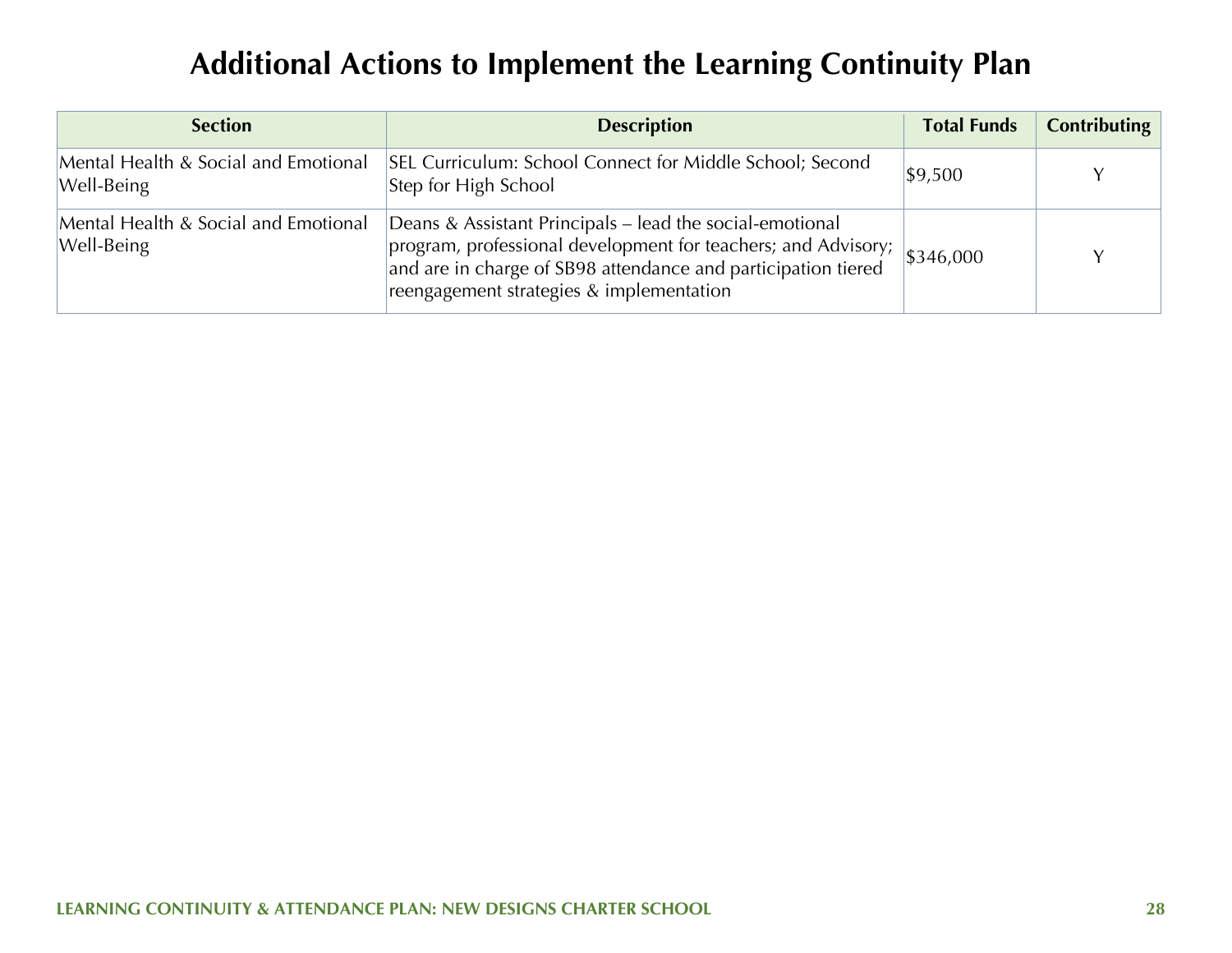# Additional Actions to Implement the Learning Continuity Plan

| Section | Description | Total Funds | Contributing |
| --- | --- | --- | --- |
| Mental Health & Social and Emotional Well-Being | SEL Curriculum: School Connect for Middle School; Second Step for High School | $9,500 | Y |
| Mental Health & Social and Emotional Well-Being | Deans & Assistant Principals – lead the social-emotional program, professional development for teachers; and Advisory; and are in charge of SB98 attendance and participation tiered reengagement strategies & implementation | $346,000 | Y |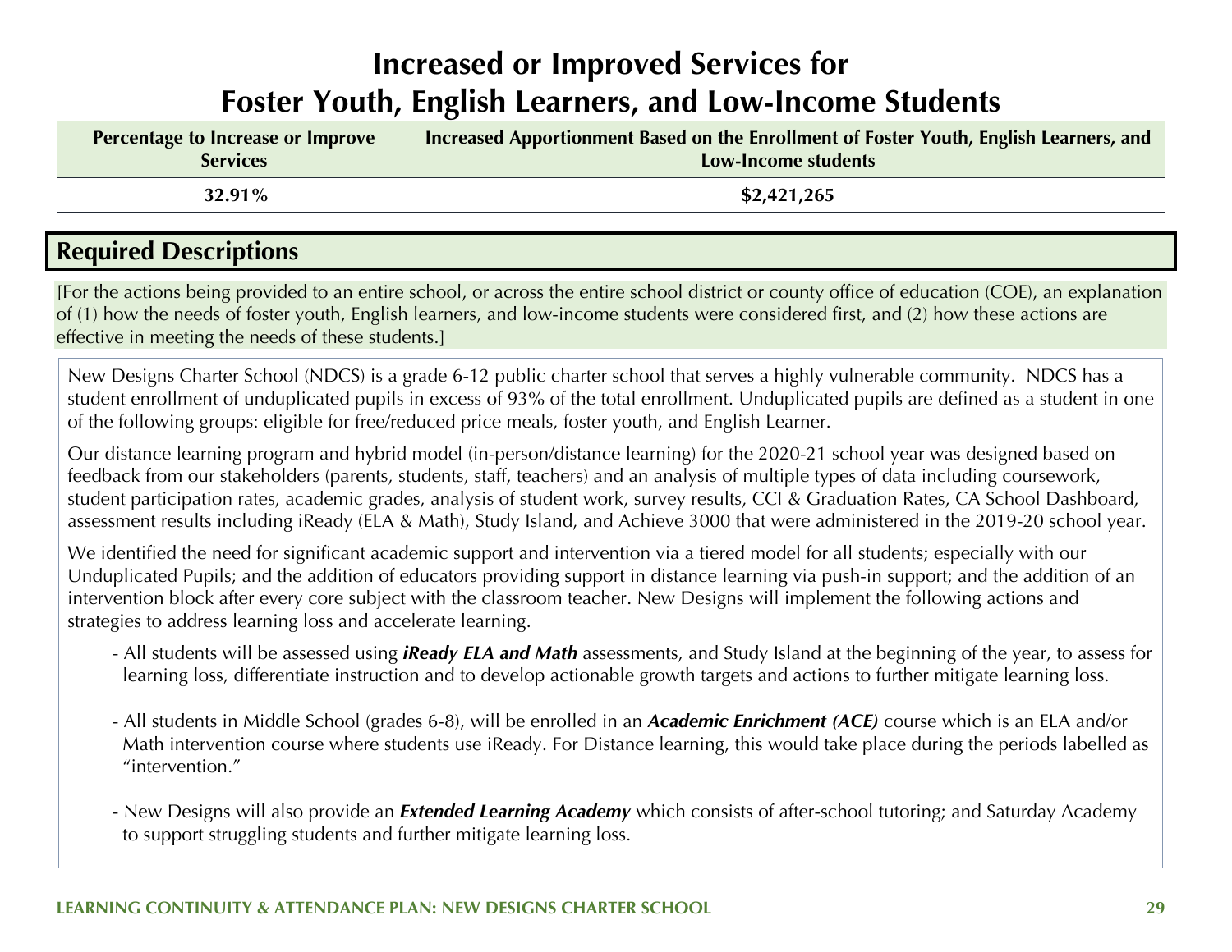# Increased or Improved Services for Foster Youth, English Learners, and Low-Income Students

| Percentage to Increase or Improve Services | Increased Apportionment Based on the Enrollment of Foster Youth, English Learners, and Low-Income students |
|---|---|
| 32.91% | $2,421,265 |

## Required Descriptions

[For the actions being provided to an entire school, or across the entire school district or county office of education (COE), an explanation of (1) how the needs of foster youth, English learners, and low-income students were considered first, and (2) how these actions are effective in meeting the needs of these students.]

New Designs Charter School (NDCS) is a grade 6-12 public charter school that serves a highly vulnerable community. NDCS has a student enrollment of unduplicated pupils in excess of 93% of the total enrollment. Unduplicated pupils are defined as a student in one of the following groups: eligible for free/reduced price meals, foster youth, and English Learner.

Our distance learning program and hybrid model (in-person/distance learning) for the 2020-21 school year was designed based on feedback from our stakeholders (parents, students, staff, teachers) and an analysis of multiple types of data including coursework, student participation rates, academic grades, analysis of student work, survey results, CCI & Graduation Rates, CA School Dashboard, assessment results including iReady (ELA & Math), Study Island, and Achieve 3000 that were administered in the 2019-20 school year.

We identified the need for significant academic support and intervention via a tiered model for all students; especially with our Unduplicated Pupils; and the addition of educators providing support in distance learning via push-in support; and the addition of an intervention block after every core subject with the classroom teacher. New Designs will implement the following actions and strategies to address learning loss and accelerate learning.

- All students will be assessed using ***iReady ELA and Math*** assessments, and Study Island at the beginning of the year, to assess for learning loss, differentiate instruction and to develop actionable growth targets and actions to further mitigate learning loss.

- All students in Middle School (grades 6-8), will be enrolled in an ***Academic Enrichment (ACE)*** course which is an ELA and/or Math intervention course where students use iReady. For Distance learning, this would take place during the periods labelled as "intervention."

- New Designs will also provide an ***Extended Learning Academy*** which consists of after-school tutoring; and Saturday Academy to support struggling students and further mitigate learning loss.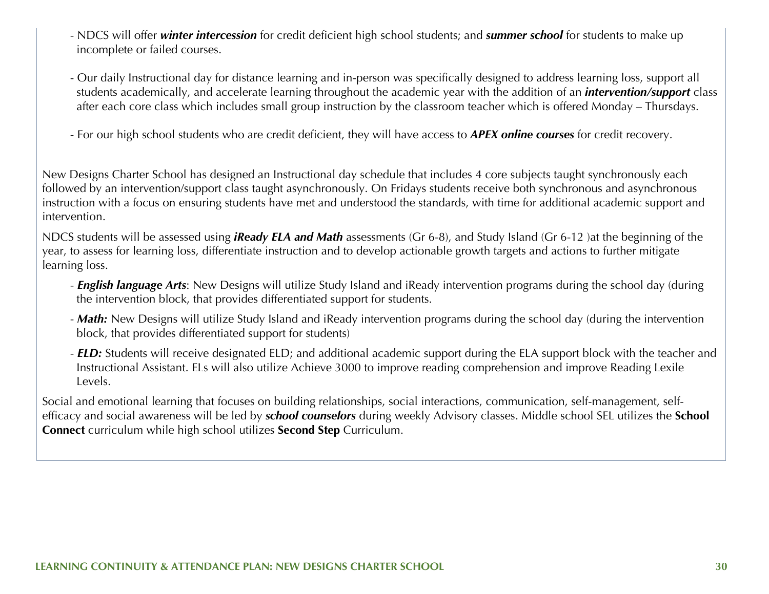- NDCS will offer ***winter intercession*** for credit deficient high school students; and ***summer school*** for students to make up incomplete or failed courses.

- Our daily Instructional day for distance learning and in-person was specifically designed to address learning loss, support all students academically, and accelerate learning throughout the academic year with the addition of an ***intervention/support*** class after each core class which includes small group instruction by the classroom teacher which is offered Monday – Thursdays.

- For our high school students who are credit deficient, they will have access to ***APEX online courses*** for credit recovery.

New Designs Charter School has designed an Instructional day schedule that includes 4 core subjects taught synchronously each followed by an intervention/support class taught asynchronously. On Fridays students receive both synchronous and asynchronous instruction with a focus on ensuring students have met and understood the standards, with time for additional academic support and intervention.

NDCS students will be assessed using ***iReady ELA and Math*** assessments (Gr 6-8), and Study Island (Gr 6-12 )at the beginning of the year, to assess for learning loss, differentiate instruction and to develop actionable growth targets and actions to further mitigate learning loss.

- ***English language Arts***: New Designs will utilize Study Island and iReady intervention programs during the school day (during the intervention block, that provides differentiated support for students.

- ***Math:*** New Designs will utilize Study Island and iReady intervention programs during the school day (during the intervention block, that provides differentiated support for students)

- ***ELD:*** Students will receive designated ELD; and additional academic support during the ELA support block with the teacher and Instructional Assistant. ELs will also utilize Achieve 3000 to improve reading comprehension and improve Reading Lexile Levels.

Social and emotional learning that focuses on building relationships, social interactions, communication, self-management, self-efficacy and social awareness will be led by ***school counselors*** during weekly Advisory classes. Middle school SEL utilizes the **School Connect** curriculum while high school utilizes **Second Step** Curriculum.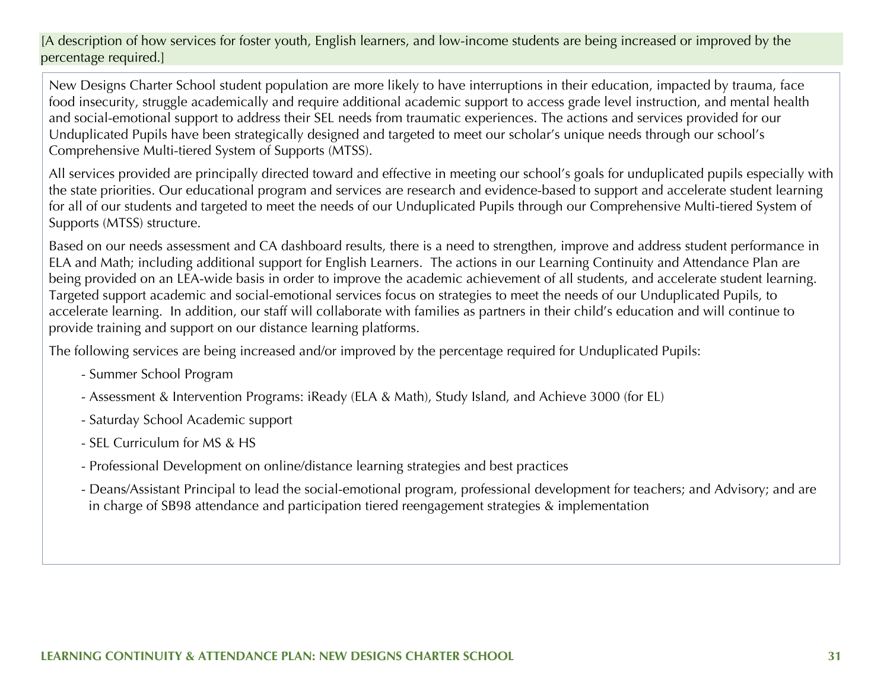[A description of how services for foster youth, English learners, and low-income students are being increased or improved by the percentage required.]

New Designs Charter School student population are more likely to have interruptions in their education, impacted by trauma, face food insecurity, struggle academically and require additional academic support to access grade level instruction, and mental health and social-emotional support to address their SEL needs from traumatic experiences. The actions and services provided for our Unduplicated Pupils have been strategically designed and targeted to meet our scholar's unique needs through our school's Comprehensive Multi-tiered System of Supports (MTSS).

All services provided are principally directed toward and effective in meeting our school's goals for unduplicated pupils especially with the state priorities. Our educational program and services are research and evidence-based to support and accelerate student learning for all of our students and targeted to meet the needs of our Unduplicated Pupils through our Comprehensive Multi-tiered System of Supports (MTSS) structure.

Based on our needs assessment and CA dashboard results, there is a need to strengthen, improve and address student performance in ELA and Math; including additional support for English Learners. The actions in our Learning Continuity and Attendance Plan are being provided on an LEA-wide basis in order to improve the academic achievement of all students, and accelerate student learning. Targeted support academic and social-emotional services focus on strategies to meet the needs of our Unduplicated Pupils, to accelerate learning. In addition, our staff will collaborate with families as partners in their child's education and will continue to provide training and support on our distance learning platforms.

The following services are being increased and/or improved by the percentage required for Unduplicated Pupils:

- Summer School Program
- Assessment & Intervention Programs: iReady (ELA & Math), Study Island, and Achieve 3000 (for EL)
- Saturday School Academic support
- SEL Curriculum for MS & HS
- Professional Development on online/distance learning strategies and best practices
- Deans/Assistant Principal to lead the social-emotional program, professional development for teachers; and Advisory; and are in charge of SB98 attendance and participation tiered reengagement strategies & implementation